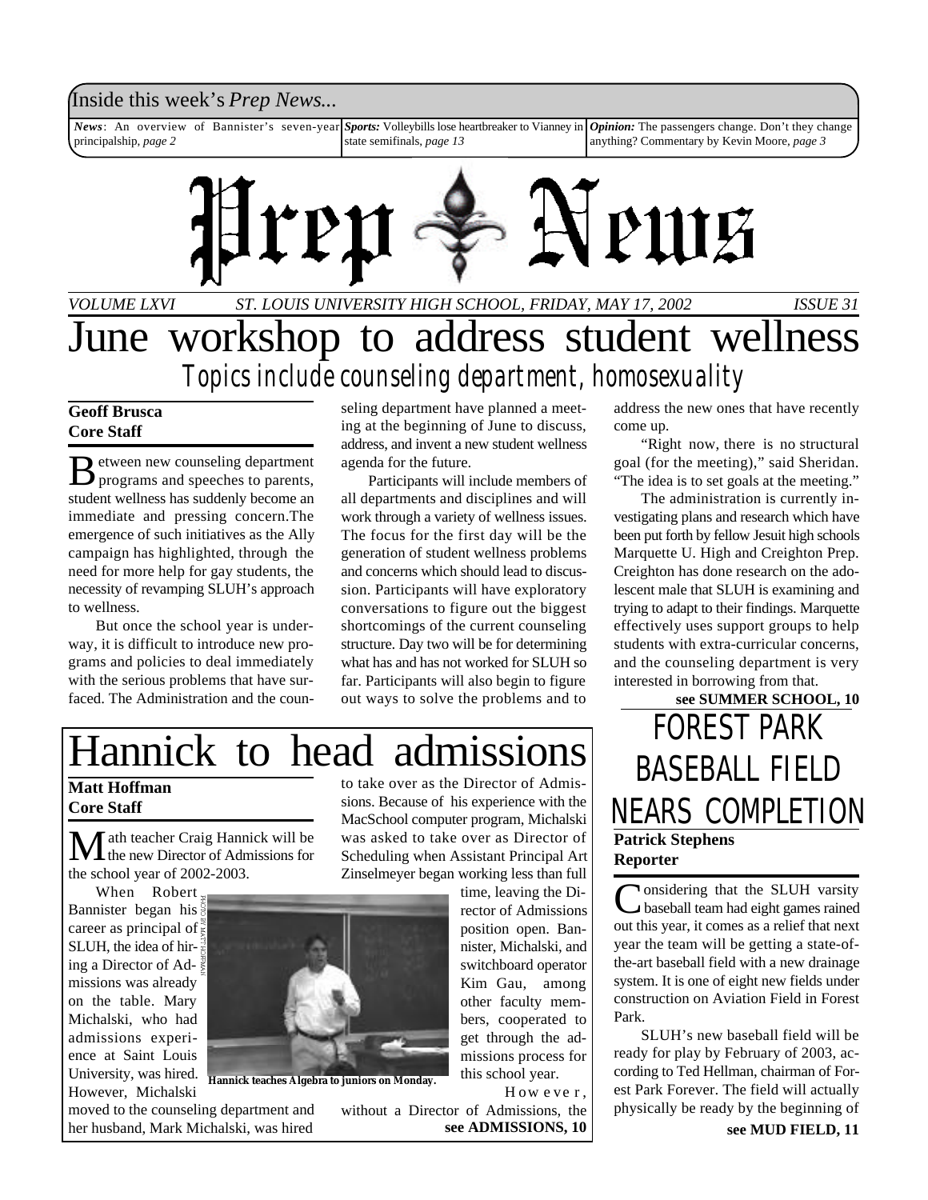Inside this week's *Prep News...*

*News*: An overview of Bannister's seven-year principalship, *page 2*

*Sports:* Volleybills lose heartbreaker to Vianney in state semifinals, *page 13*

*Opinion:* The passengers change. Don't they change anything? Commentary by Kevin Moore, *page 3*

# Prep News

*VOLUME LXVI — ST. LOUIS UNIVERSITY HIGH SCHOOL, FRIDAY, MAY 17, 2002 — ISSUE 31*

# June workshop to address student wellness

## *Topics include counseling department, homosexuality*

**Geoff Brusca**
**Core Staff**

Between new counseling department programs and speeches to parents, student wellness has suddenly become an immediate and pressing concern.The emergence of such initiatives as the Ally campaign has highlighted, through the need for more help for gay students, the necessity of revamping SLUH's approach to wellness.

But once the school year is underway, it is difficult to introduce new programs and policies to deal immediately with the serious problems that have surfaced. The Administration and the counseling department have planned a meeting at the beginning of June to discuss, address, and invent a new student wellness agenda for the future.

Participants will include members of all departments and disciplines and will work through a variety of wellness issues. The focus for the first day will be the generation of student wellness problems and concerns which should lead to discussion. Participants will have exploratory conversations to figure out the biggest shortcomings of the current counseling structure. Day two will be for determining what has and has not worked for SLUH so far. Participants will also begin to figure out ways to solve the problems and to address the new ones that have recently come up.

"Right now, there is no structural goal (for the meeting)," said Sheridan. "The idea is to set goals at the meeting."

The administration is currently investigating plans and research which have been put forth by fellow Jesuit high schools Marquette U. High and Creighton Prep. Creighton has done research on the adolescent male that SLUH is examining and trying to adapt to their findings. Marquette effectively uses support groups to help students with extra-curricular concerns, and the counseling department is very interested in borrowing from that.

**see SUMMER SCHOOL, 10**

# Hannick to head admissions

**Matt Hoffman**
**Core Staff**

Math teacher Craig Hannick will be the new Director of Admissions for the school year of 2002-2003.

When Robert Bannister began his career as principal of SLUH, the idea of hiring a Director of Admissions was already on the table. Mary Michalski, who had admissions experience at Saint Louis University, was hired. However, Michalski moved to the counseling department and her husband, Mark Michalski, was hired to take over as the Director of Admissions. Because of his experience with the MacSchool computer program, Michalski was asked to take over as Director of Scheduling when Assistant Principal Art Zinselmeyer began working less than full time, leaving the Director of Admissions position open. Bannister, Michalski, and switchboard operator Kim Gau, among other faculty members, cooperated to get through the admissions process for this school year.

However, without a Director of Admissions, the

**see ADMISSIONS, 10**

PHOTO BY MATT HOFFMAN

**Hannick teaches Algebra to juniors on Monday.**

# FOREST PARK BASEBALL FIELD NEARS COMPLETION

**Patrick Stephens**
**Reporter**

Considering that the SLUH varsity baseball team had eight games rained out this year, it comes as a relief that next year the team will be getting a state-of-the-art baseball field with a new drainage system. It is one of eight new fields under construction on Aviation Field in Forest Park.

SLUH's new baseball field will be ready for play by February of 2003, according to Ted Hellman, chairman of Forest Park Forever. The field will actually physically be ready by the beginning of

**see MUD FIELD, 11**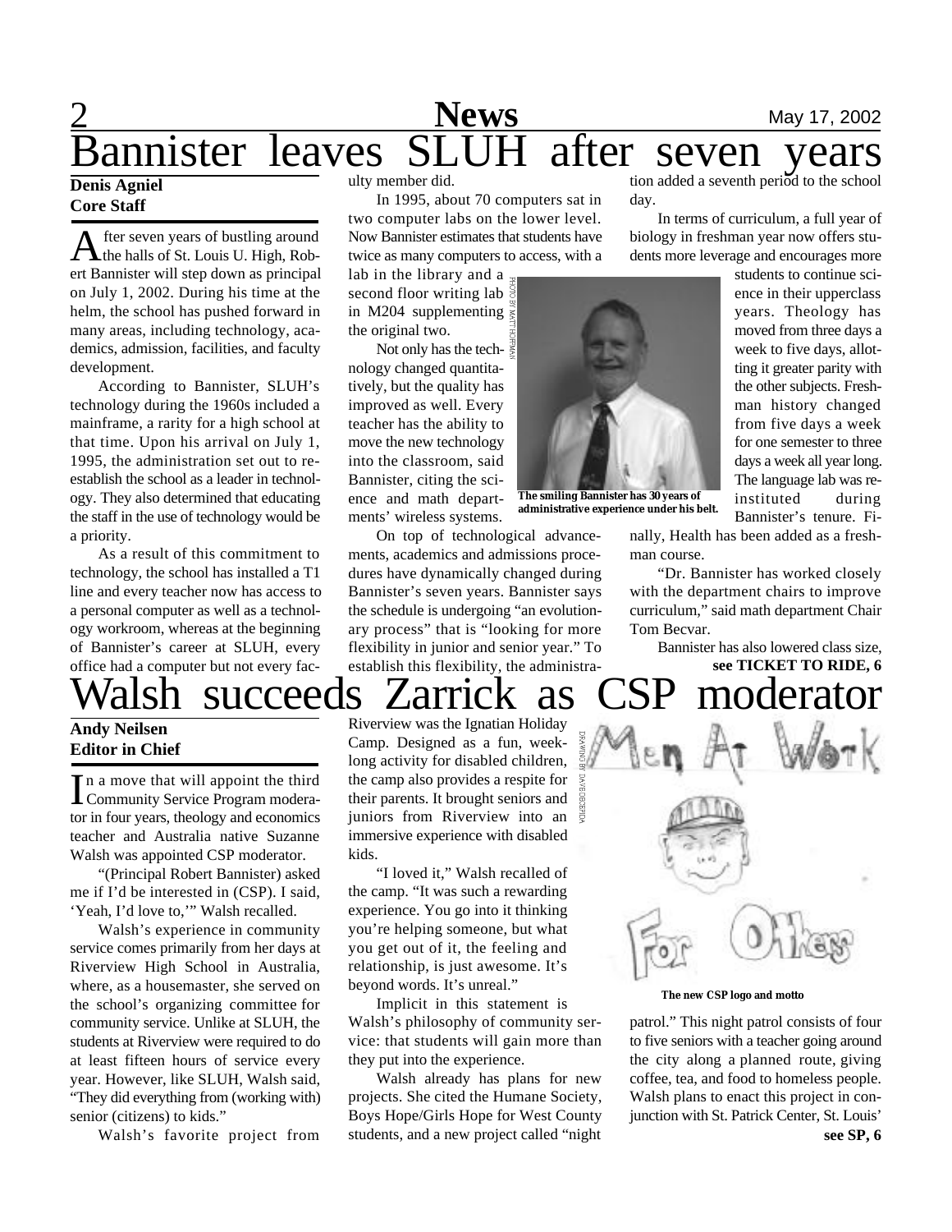# Bannister leaves SLUH after seven years

**Denis Agniel**
**Core Staff**

After seven years of bustling around the halls of St. Louis U. High, Robert Bannister will step down as principal on July 1, 2002. During his time at the helm, the school has pushed forward in many areas, including technology, academics, admission, facilities, and faculty development.

According to Bannister, SLUH's technology during the 1960s included a mainframe, a rarity for a high school at that time. Upon his arrival on July 1, 1995, the administration set out to re-establish the school as a leader in technology. They also determined that educating the staff in the use of technology would be a priority.

As a result of this commitment to technology, the school has installed a T1 line and every teacher now has access to a personal computer as well as a technology workroom, whereas at the beginning of Bannister's career at SLUH, every office had a computer but not every faculty member did.

In 1995, about 70 computers sat in two computer labs on the lower level. Now Bannister estimates that students have twice as many computers to access, with a lab in the library and a second floor writing lab in M204 supplementing the original two.

Not only has the technology changed quantitatively, but the quality has improved as well. Every teacher has the ability to move the new technology into the classroom, said Bannister, citing the science and math departments' wireless systems.

PHOTO BY MATT HOFFMAN

The smiling Bannister has 30 years of administrative experience under his belt.

On top of technological advancements, academics and admissions procedures have dynamically changed during Bannister's seven years. Bannister says the schedule is undergoing "an evolutionary process" that is "looking for more flexibility in junior and senior year." To establish this flexibility, the administration added a seventh period to the school day.

In terms of curriculum, a full year of biology in freshman year now offers students more leverage and encourages more students to continue science in their upperclass years. Theology has moved from three days a week to five days, allotting it greater parity with the other subjects. Freshman history changed from five days a week for one semester to three days a week all year long. The language lab was re-instituted during Bannister's tenure. Finally, Health has been added as a freshman course.

"Dr. Bannister has worked closely with the department chairs to improve curriculum," said math department Chair Tom Becvar.

Bannister has also lowered class size,

**see TICKET TO RIDE, 6**

# Walsh succeeds Zarrick as CSP moderator

**Andy Neilsen**
**Editor in Chief**

In a move that will appoint the third Community Service Program moderator in four years, theology and economics teacher and Australia native Suzanne Walsh was appointed CSP moderator.

"(Principal Robert Bannister) asked me if I'd be interested in (CSP). I said, 'Yeah, I'd love to,'" Walsh recalled.

Walsh's experience in community service comes primarily from her days at Riverview High School in Australia, where, as a housemaster, she served on the school's organizing committee for community service. Unlike at SLUH, the students at Riverview were required to do at least fifteen hours of service every year. However, like SLUH, Walsh said, "They did everything from (working with) senior (citizens) to kids."

Walsh's favorite project from Riverview was the Ignatian Holiday Camp. Designed as a fun, week-long activity for disabled children, the camp also provides a respite for their parents. It brought seniors and juniors from Riverview into an immersive experience with disabled kids.

"I loved it," Walsh recalled of the camp. "It was such a rewarding experience. You go into it thinking you're helping someone, but what you get out of it, the feeling and relationship, is just awesome. It's beyond words. It's unreal."

Implicit in this statement is Walsh's philosophy of community service: that students will gain more than they put into the experience.

Walsh already has plans for new projects. She cited the Humane Society, Boys Hope/Girls Hope for West County students, and a new project called "night patrol." This night patrol consists of four to five seniors with a teacher going around the city along a planned route, giving coffee, tea, and food to homeless people. Walsh plans to enact this project in conjunction with St. Patrick Center, St. Louis'

**see SP, 6**

DRAWING BY DAVE DEGERIDA

The new CSP logo and motto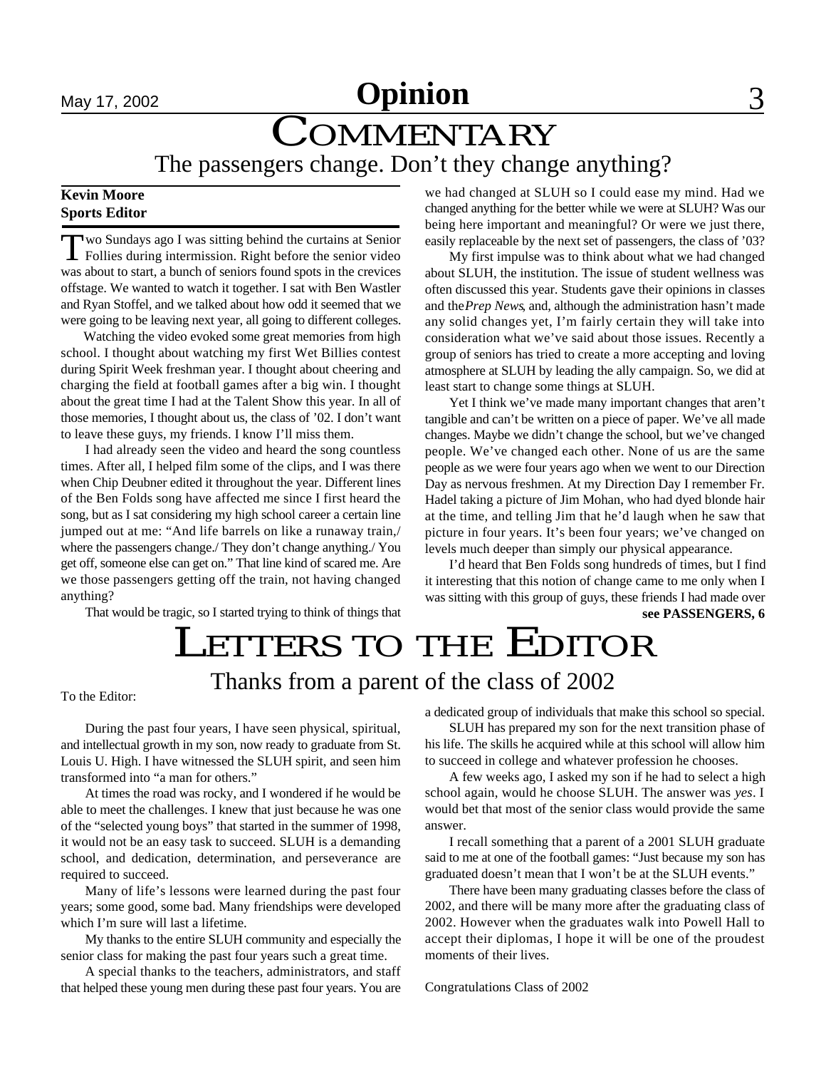# Commentary

## The passengers change. Don't they change anything?

**Kevin Moore**
**Sports Editor**

Two Sundays ago I was sitting behind the curtains at Senior Follies during intermission. Right before the senior video was about to start, a bunch of seniors found spots in the crevices offstage. We wanted to watch it together. I sat with Ben Wastler and Ryan Stoffel, and we talked about how odd it seemed that we were going to be leaving next year, all going to different colleges.

Watching the video evoked some great memories from high school. I thought about watching my first Wet Billies contest during Spirit Week freshman year. I thought about cheering and charging the field at football games after a big win. I thought about the great time I had at the Talent Show this year. In all of those memories, I thought about us, the class of '02. I don't want to leave these guys, my friends. I know I'll miss them.

I had already seen the video and heard the song countless times. After all, I helped film some of the clips, and I was there when Chip Deubner edited it throughout the year. Different lines of the Ben Folds song have affected me since I first heard the song, but as I sat considering my high school career a certain line jumped out at me: "And life barrels on like a runaway train,/ where the passengers change./ They don't change anything./ You get off, someone else can get on." That line kind of scared me. Are we those passengers getting off the train, not having changed anything?

That would be tragic, so I started trying to think of things that we had changed at SLUH so I could ease my mind. Had we changed anything for the better while we were at SLUH? Was our being here important and meaningful? Or were we just there, easily replaceable by the next set of passengers, the class of '03?

My first impulse was to think about what we had changed about SLUH, the institution. The issue of student wellness was often discussed this year. Students gave their opinions in classes and the *Prep News*, and, although the administration hasn't made any solid changes yet, I'm fairly certain they will take into consideration what we've said about those issues. Recently a group of seniors has tried to create a more accepting and loving atmosphere at SLUH by leading the ally campaign. So, we did at least start to change some things at SLUH.

Yet I think we've made many important changes that aren't tangible and can't be written on a piece of paper. We've all made changes. Maybe we didn't change the school, but we've changed people. We've changed each other. None of us are the same people as we were four years ago when we went to our Direction Day as nervous freshmen. At my Direction Day I remember Fr. Hadel taking a picture of Jim Mohan, who had dyed blonde hair at the time, and telling Jim that he'd laugh when he saw that picture in four years. It's been four years; we've changed on levels much deeper than simply our physical appearance.

I'd heard that Ben Folds song hundreds of times, but I find it interesting that this notion of change came to me only when I was sitting with this group of guys, these friends I had made over

**see PASSENGERS, 6**

# Letters to the Editor

## Thanks from a parent of the class of 2002

To the Editor:

During the past four years, I have seen physical, spiritual, and intellectual growth in my son, now ready to graduate from St. Louis U. High. I have witnessed the SLUH spirit, and seen him transformed into "a man for others."

At times the road was rocky, and I wondered if he would be able to meet the challenges. I knew that just because he was one of the "selected young boys" that started in the summer of 1998, it would not be an easy task to succeed. SLUH is a demanding school, and dedication, determination, and perseverance are required to succeed.

Many of life's lessons were learned during the past four years; some good, some bad. Many friendships were developed which I'm sure will last a lifetime.

My thanks to the entire SLUH community and especially the senior class for making the past four years such a great time.

A special thanks to the teachers, administrators, and staff that helped these young men during these past four years. You are a dedicated group of individuals that make this school so special.

SLUH has prepared my son for the next transition phase of his life. The skills he acquired while at this school will allow him to succeed in college and whatever profession he chooses.

A few weeks ago, I asked my son if he had to select a high school again, would he choose SLUH. The answer was *yes*. I would bet that most of the senior class would provide the same answer.

I recall something that a parent of a 2001 SLUH graduate said to me at one of the football games: "Just because my son has graduated doesn't mean that I won't be at the SLUH events."

There have been many graduating classes before the class of 2002, and there will be many more after the graduating class of 2002. However when the graduates walk into Powell Hall to accept their diplomas, I hope it will be one of the proudest moments of their lives.

Congratulations Class of 2002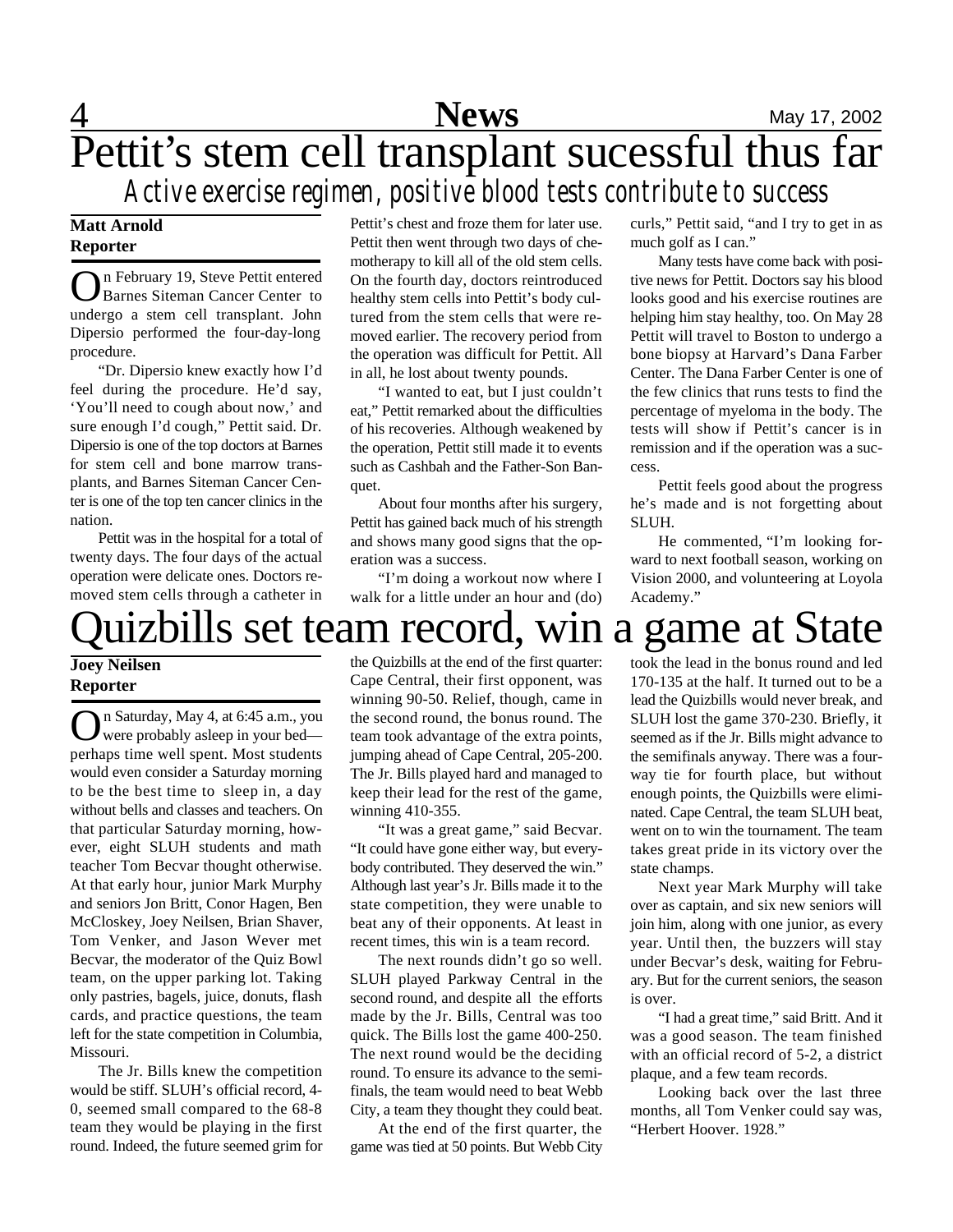# Pettit's stem cell transplant sucessful thus far

## *Active exercise regimen, positive blood tests contribute to success*

**Matt Arnold**
**Reporter**

On February 19, Steve Pettit entered Barnes Siteman Cancer Center to undergo a stem cell transplant. John Dipersio performed the four-day-long procedure.

"Dr. Dipersio knew exactly how I'd feel during the procedure. He'd say, 'You'll need to cough about now,' and sure enough I'd cough," Pettit said. Dr. Dipersio is one of the top doctors at Barnes for stem cell and bone marrow transplants, and Barnes Siteman Cancer Center is one of the top ten cancer clinics in the nation.

Pettit was in the hospital for a total of twenty days. The four days of the actual operation were delicate ones. Doctors removed stem cells through a catheter in Pettit's chest and froze them for later use. Pettit then went through two days of chemotherapy to kill all of the old stem cells. On the fourth day, doctors reintroduced healthy stem cells into Pettit's body cultured from the stem cells that were removed earlier. The recovery period from the operation was difficult for Pettit. All in all, he lost about twenty pounds.

"I wanted to eat, but I just couldn't eat," Pettit remarked about the difficulties of his recoveries. Although weakened by the operation, Pettit still made it to events such as Cashbah and the Father-Son Banquet.

About four months after his surgery, Pettit has gained back much of his strength and shows many good signs that the operation was a success.

"I'm doing a workout now where I walk for a little under an hour and (do) curls," Pettit said, "and I try to get in as much golf as I can."

Many tests have come back with positive news for Pettit. Doctors say his blood looks good and his exercise routines are helping him stay healthy, too. On May 28 Pettit will travel to Boston to undergo a bone biopsy at Harvard's Dana Farber Center. The Dana Farber Center is one of the few clinics that runs tests to find the percentage of myeloma in the body. The tests will show if Pettit's cancer is in remission and if the operation was a success.

Pettit feels good about the progress he's made and is not forgetting about SLUH.

He commented, "I'm looking forward to next football season, working on Vision 2000, and volunteering at Loyola Academy."

# Quizbills set team record, win a game at State

**Joey Neilsen**
**Reporter**

On Saturday, May 4, at 6:45 a.m., you were probably asleep in your bed—perhaps time well spent. Most students would even consider a Saturday morning to be the best time to sleep in, a day without bells and classes and teachers. On that particular Saturday morning, however, eight SLUH students and math teacher Tom Becvar thought otherwise. At that early hour, junior Mark Murphy and seniors Jon Britt, Conor Hagen, Ben McCloskey, Joey Neilsen, Brian Shaver, Tom Venker, and Jason Wever met Becvar, the moderator of the Quiz Bowl team, on the upper parking lot. Taking only pastries, bagels, juice, donuts, flash cards, and practice questions, the team left for the state competition in Columbia, Missouri.

The Jr. Bills knew the competition would be stiff. SLUH's official record, 4-0, seemed small compared to the 68-8 team they would be playing in the first round. Indeed, the future seemed grim for the Quizbills at the end of the first quarter: Cape Central, their first opponent, was winning 90-50. Relief, though, came in the second round, the bonus round. The team took advantage of the extra points, jumping ahead of Cape Central, 205-200. The Jr. Bills played hard and managed to keep their lead for the rest of the game, winning 410-355.

"It was a great game," said Becvar. "It could have gone either way, but everybody contributed. They deserved the win." Although last year's Jr. Bills made it to the state competition, they were unable to beat any of their opponents. At least in recent times, this win is a team record.

The next rounds didn't go so well. SLUH played Parkway Central in the second round, and despite all the efforts made by the Jr. Bills, Central was too quick. The Bills lost the game 400-250. The next round would be the deciding round. To ensure its advance to the semifinals, the team would need to beat Webb City, a team they thought they could beat.

At the end of the first quarter, the game was tied at 50 points. But Webb City took the lead in the bonus round and led 170-135 at the half. It turned out to be a lead the Quizbills would never break, and SLUH lost the game 370-230. Briefly, it seemed as if the Jr. Bills might advance to the semifinals anyway. There was a four-way tie for fourth place, but without enough points, the Quizbills were eliminated. Cape Central, the team SLUH beat, went on to win the tournament. The team takes great pride in its victory over the state champs.

Next year Mark Murphy will take over as captain, and six new seniors will join him, along with one junior, as every year. Until then, the buzzers will stay under Becvar's desk, waiting for February. But for the current seniors, the season is over.

"I had a great time," said Britt. And it was a good season. The team finished with an official record of 5-2, a district plaque, and a few team records.

Looking back over the last three months, all Tom Venker could say was, "Herbert Hoover. 1928."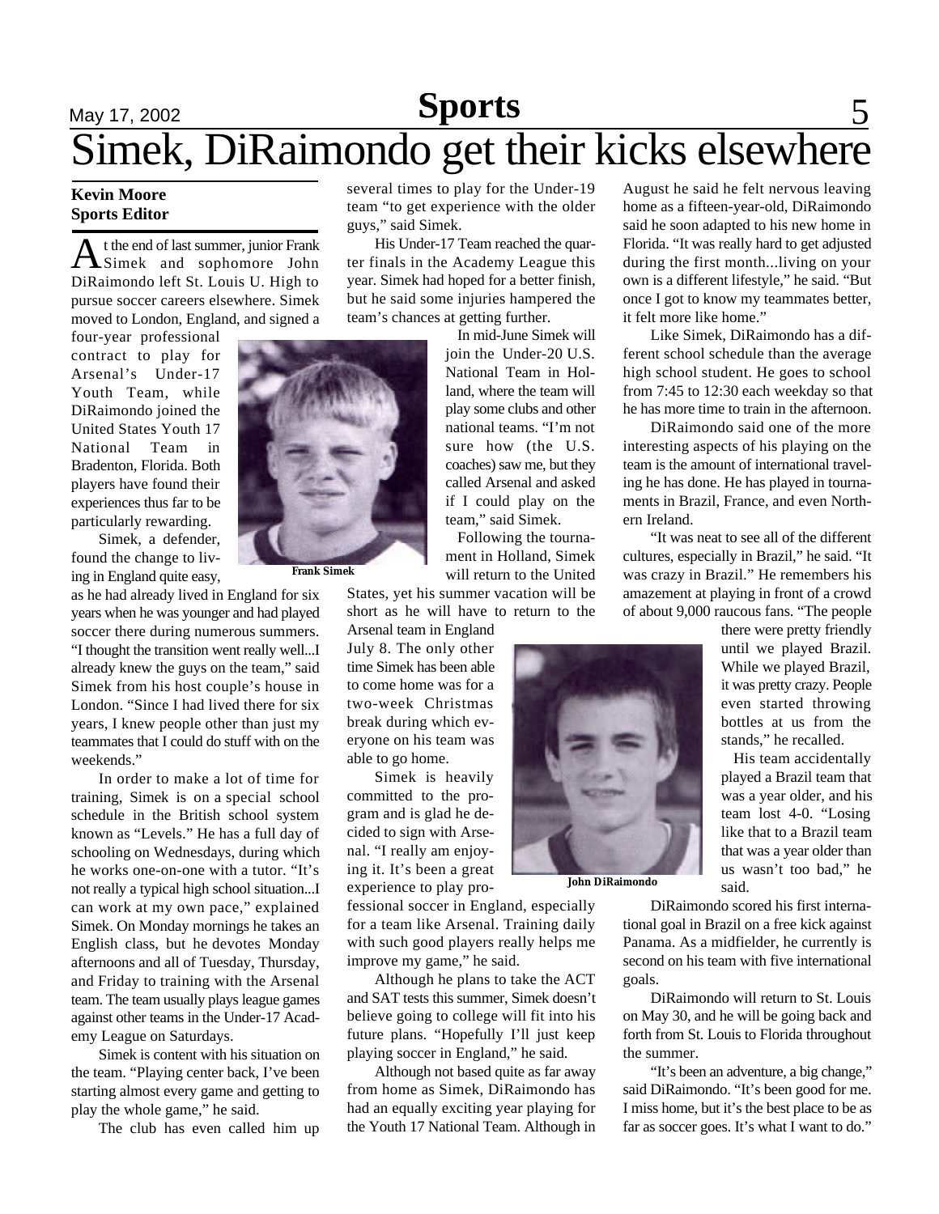# Simek, DiRaimondo get their kicks elsewhere

**Kevin Moore**
**Sports Editor**

At the end of last summer, junior Frank Simek and sophomore John DiRaimondo left St. Louis U. High to pursue soccer careers elsewhere. Simek moved to London, England, and signed a four-year professional contract to play for Arsenal's Under-17 Youth Team, while DiRaimondo joined the United States Youth 17 National Team in Bradenton, Florida. Both players have found their experiences thus far to be particularly rewarding.

Simek, a defender, found the change to living in England quite easy, as he had already lived in England for six years when he was younger and had played soccer there during numerous summers. "I thought the transition went really well...I already knew the guys on the team," said Simek from his host couple's house in London. "Since I had lived there for six years, I knew people other than just my teammates that I could do stuff with on the weekends."

Frank Simek

In order to make a lot of time for training, Simek is on a special school schedule in the British school system known as "Levels." He has a full day of schooling on Wednesdays, during which he works one-on-one with a tutor. "It's not really a typical high school situation...I can work at my own pace," explained Simek. On Monday mornings he takes an English class, but he devotes Monday afternoons and all of Tuesday, Thursday, and Friday to training with the Arsenal team. The team usually plays league games against other teams in the Under-17 Academy League on Saturdays.

Simek is content with his situation on the team. "Playing center back, I've been starting almost every game and getting to play the whole game," he said.

The club has even called him up several times to play for the Under-19 team "to get experience with the older guys," said Simek.

His Under-17 Team reached the quarter finals in the Academy League this year. Simek had hoped for a better finish, but he said some injuries hampered the team's chances at getting further.

In mid-June Simek will join the Under-20 U.S. National Team in Holland, where the team will play some clubs and other national teams. "I'm not sure how (the U.S. coaches) saw me, but they called Arsenal and asked if I could play on the team," said Simek.

Following the tournament in Holland, Simek will return to the United States, yet his summer vacation will be short as he will have to return to the Arsenal team in England July 8. The only other time Simek has been able to come home was for a two-week Christmas break during which everyone on his team was able to go home.

Simek is heavily committed to the program and is glad he decided to sign with Arsenal. "I really am enjoying it. It's been a great experience to play professional soccer in England, especially for a team like Arsenal. Training daily with such good players really helps me improve my game," he said.

Although he plans to take the ACT and SAT tests this summer, Simek doesn't believe going to college will fit into his future plans. "Hopefully I'll just keep playing soccer in England," he said.

Although not based quite as far away from home as Simek, DiRaimondo has had an equally exciting year playing for the Youth 17 National Team. Although in August he said he felt nervous leaving home as a fifteen-year-old, DiRaimondo said he soon adapted to his new home in Florida. "It was really hard to get adjusted during the first month...living on your own is a different lifestyle," he said. "But once I got to know my teammates better, it felt more like home."

Like Simek, DiRaimondo has a different school schedule than the average high school student. He goes to school from 7:45 to 12:30 each weekday so that he has more time to train in the afternoon.

DiRaimondo said one of the more interesting aspects of his playing on the team is the amount of international traveling he has done. He has played in tournaments in Brazil, France, and even Northern Ireland.

"It was neat to see all of the different cultures, especially in Brazil," he said. "It was crazy in Brazil." He remembers his amazement at playing in front of a crowd of about 9,000 raucous fans. "The people there were pretty friendly until we played Brazil. While we played Brazil, it was pretty crazy. People even started throwing bottles at us from the stands," he recalled.

John DiRaimondo

His team accidentally played a Brazil team that was a year older, and his team lost 4-0. "Losing like that to a Brazil team that was a year older than us wasn't too bad," he said.

DiRaimondo scored his first international goal in Brazil on a free kick against Panama. As a midfielder, he currently is second on his team with five international goals.

DiRaimondo will return to St. Louis on May 30, and he will be going back and forth from St. Louis to Florida throughout the summer.

"It's been an adventure, a big change," said DiRaimondo. "It's been good for me. I miss home, but it's the best place to be as far as soccer goes. It's what I want to do."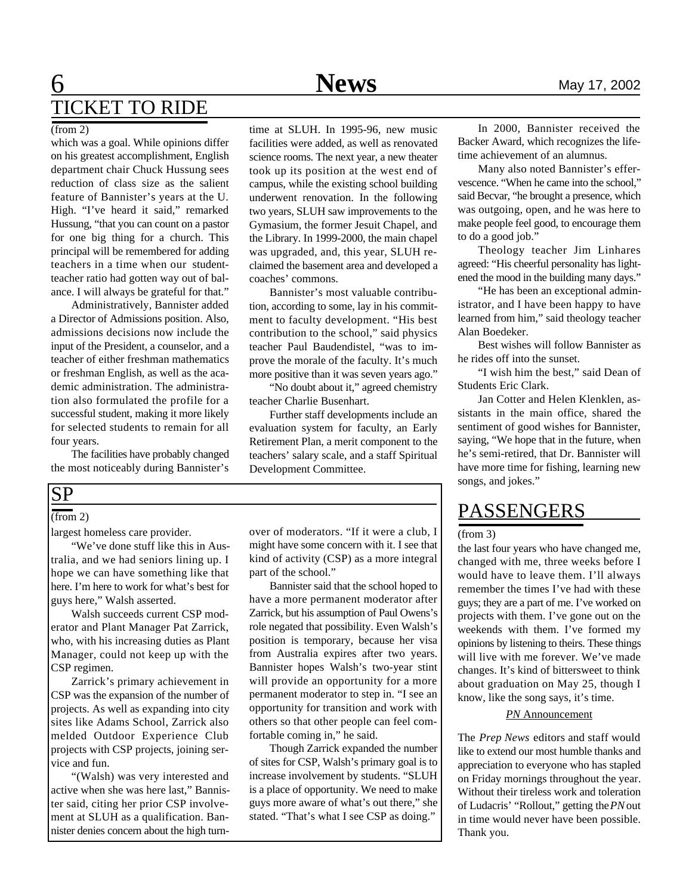## TICKET TO RIDE

(from 2)

which was a goal. While opinions differ on his greatest accomplishment, English department chair Chuck Hussung sees reduction of class size as the salient feature of Bannister's years at the U. High. "I've heard it said," remarked Hussung, "that you can count on a pastor for one big thing for a church. This principal will be remembered for adding teachers in a time when our student-teacher ratio had gotten way out of balance. I will always be grateful for that."

Administratively, Bannister added a Director of Admissions position. Also, admissions decisions now include the input of the President, a counselor, and a teacher of either freshman mathematics or freshman English, as well as the academic administration. The administration also formulated the profile for a successful student, making it more likely for selected students to remain for all four years.

The facilities have probably changed the most noticeably during Bannister's time at SLUH. In 1995-96, new music facilities were added, as well as renovated science rooms. The next year, a new theater took up its position at the west end of campus, while the existing school building underwent renovation. In the following two years, SLUH saw improvements to the Gymasium, the former Jesuit Chapel, and the Library. In 1999-2000, the main chapel was upgraded, and, this year, SLUH reclaimed the basement area and developed a coaches' commons.

Bannister's most valuable contribution, according to some, lay in his commitment to faculty development. "His best contribution to the school," said physics teacher Paul Baudendistel, "was to improve the morale of the faculty. It's much more positive than it was seven years ago."

"No doubt about it," agreed chemistry teacher Charlie Busenhart.

Further staff developments include an evaluation system for faculty, an Early Retirement Plan, a merit component to the teachers' salary scale, and a staff Spiritual Development Committee.

In 2000, Bannister received the Backer Award, which recognizes the lifetime achievement of an alumnus.

Many also noted Bannister's effervescence. "When he came into the school," said Becvar, "he brought a presence, which was outgoing, open, and he was here to make people feel good, to encourage them to do a good job."

Theology teacher Jim Linhares agreed: "His cheerful personality has lightened the mood in the building many days."

"He has been an exceptional administrator, and I have been happy to have learned from him," said theology teacher Alan Boedeker.

Best wishes will follow Bannister as he rides off into the sunset.

"I wish him the best," said Dean of Students Eric Clark.

Jan Cotter and Helen Klenklen, assistants in the main office, shared the sentiment of good wishes for Bannister, saying, "We hope that in the future, when he's semi-retired, that Dr. Bannister will have more time for fishing, learning new songs, and jokes."

## SP

(from 2)

largest homeless care provider.

"We've done stuff like this in Australia, and we had seniors lining up. I hope we can have something like that here. I'm here to work for what's best for guys here," Walsh asserted.

Walsh succeeds current CSP moderator and Plant Manager Pat Zarrick, who, with his increasing duties as Plant Manager, could not keep up with the CSP regimen.

Zarrick's primary achievement in CSP was the expansion of the number of projects. As well as expanding into city sites like Adams School, Zarrick also melded Outdoor Experience Club projects with CSP projects, joining service and fun.

"(Walsh) was very interested and active when she was here last," Bannister said, citing her prior CSP involvement at SLUH as a qualification. Bannister denies concern about the high turnover of moderators. "If it were a club, I might have some concern with it. I see that kind of activity (CSP) as a more integral part of the school."

Bannister said that the school hoped to have a more permanent moderator after Zarrick, but his assumption of Paul Owens's role negated that possibility. Even Walsh's position is temporary, because her visa from Australia expires after two years. Bannister hopes Walsh's two-year stint will provide an opportunity for a more permanent moderator to step in. "I see an opportunity for transition and work with others so that other people can feel comfortable coming in," he said.

Though Zarrick expanded the number of sites for CSP, Walsh's primary goal is to increase involvement by students. "SLUH is a place of opportunity. We need to make guys more aware of what's out there," she stated. "That's what I see CSP as doing."

## PASSENGERS

(from 3)

the last four years who have changed me, changed with me, three weeks before I would have to leave them. I'll always remember the times I've had with these guys; they are a part of me. I've worked on projects with them. I've gone out on the weekends with them. I've formed my opinions by listening to theirs. These things will live with me forever. We've made changes. It's kind of bittersweet to think about graduation on May 25, though I know, like the song says, it's time.

### *PN* Announcement

The *Prep News* editors and staff would like to extend our most humble thanks and appreciation to everyone who has stapled on Friday mornings throughout the year. Without their tireless work and toleration of Ludacris' "Rollout," getting the *PN* out in time would never have been possible. Thank you.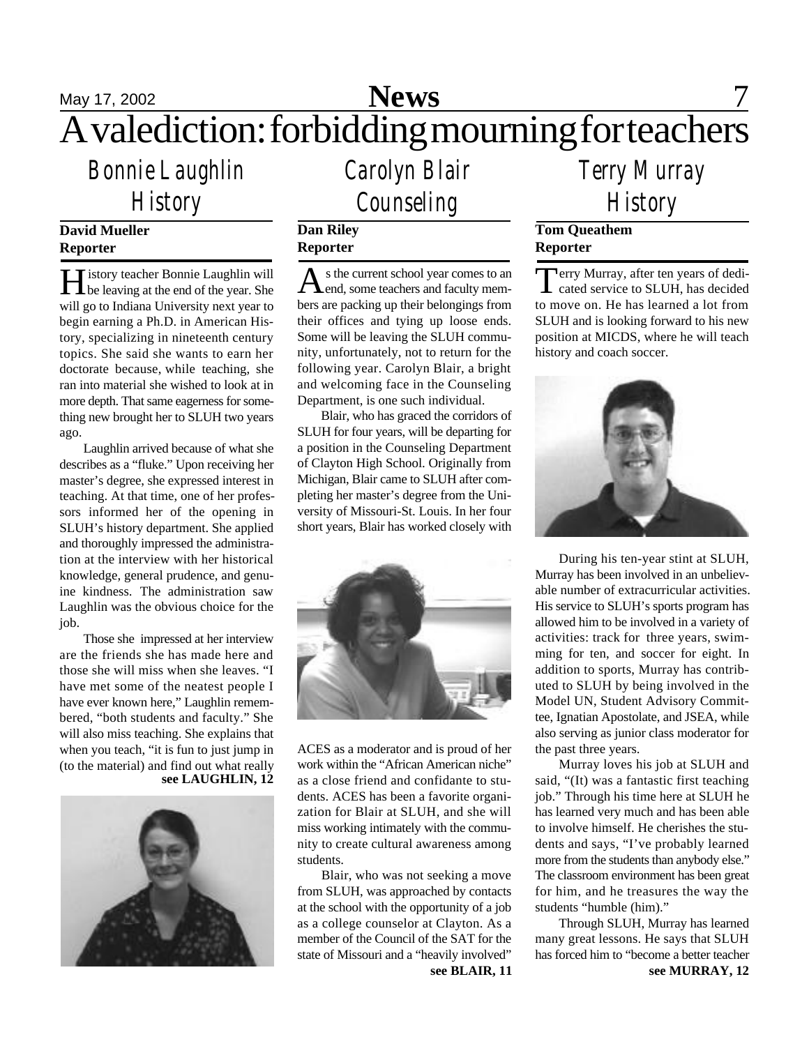# A valediction: forbidding mourning for teachers

## Bonnie Laughlin
## History

**David Mueller**
**Reporter**

History teacher Bonnie Laughlin will be leaving at the end of the year. She will go to Indiana University next year to begin earning a Ph.D. in American History, specializing in nineteenth century topics. She said she wants to earn her doctorate because, while teaching, she ran into material she wished to look at in more depth. That same eagerness for something new brought her to SLUH two years ago.

Laughlin arrived because of what she describes as a "fluke." Upon receiving her master's degree, she expressed interest in teaching. At that time, one of her professors informed her of the opening in SLUH's history department. She applied and thoroughly impressed the administration at the interview with her historical knowledge, general prudence, and genuine kindness. The administration saw Laughlin was the obvious choice for the job.

Those she impressed at her interview are the friends she has made here and those she will miss when she leaves. "I have met some of the neatest people I have ever known here," Laughlin remembered, "both students and faculty." She will also miss teaching. She explains that when you teach, "it is fun to just jump in (to the material) and find out what really

**see LAUGHLIN, 12**

## Carolyn Blair
## Counseling

**Dan Riley**
**Reporter**

As the current school year comes to an end, some teachers and faculty members are packing up their belongings from their offices and tying up loose ends. Some will be leaving the SLUH community, unfortunately, not to return for the following year. Carolyn Blair, a bright and welcoming face in the Counseling Department, is one such individual.

Blair, who has graced the corridors of SLUH for four years, will be departing for a position in the Counseling Department of Clayton High School. Originally from Michigan, Blair came to SLUH after completing her master's degree from the University of Missouri-St. Louis. In her four short years, Blair has worked closely with ACES as a moderator and is proud of her work within the "African American niche" as a close friend and confidante to students. ACES has been a favorite organization for Blair at SLUH, and she will miss working intimately with the community to create cultural awareness among students.

Blair, who was not seeking a move from SLUH, was approached by contacts at the school with the opportunity of a job as a college counselor at Clayton. As a member of the Council of the SAT for the state of Missouri and a "heavily involved"

**see BLAIR, 11**

## Terry Murray
## History

**Tom Queathem**
**Reporter**

Terry Murray, after ten years of dedicated service to SLUH, has decided to move on. He has learned a lot from SLUH and is looking forward to his new position at MICDS, where he will teach history and coach soccer.

During his ten-year stint at SLUH, Murray has been involved in an unbelievable number of extracurricular activities. His service to SLUH's sports program has allowed him to be involved in a variety of activities: track for three years, swimming for ten, and soccer for eight. In addition to sports, Murray has contributed to SLUH by being involved in the Model UN, Student Advisory Committee, Ignatian Apostolate, and JSEA, while also serving as junior class moderator for the past three years.

Murray loves his job at SLUH and said, "(It) was a fantastic first teaching job." Through his time here at SLUH he has learned very much and has been able to involve himself. He cherishes the students and says, "I've probably learned more from the students than anybody else." The classroom environment has been great for him, and he treasures the way the students "humble (him)."

Through SLUH, Murray has learned many great lessons. He says that SLUH has forced him to "become a better teacher

**see MURRAY, 12**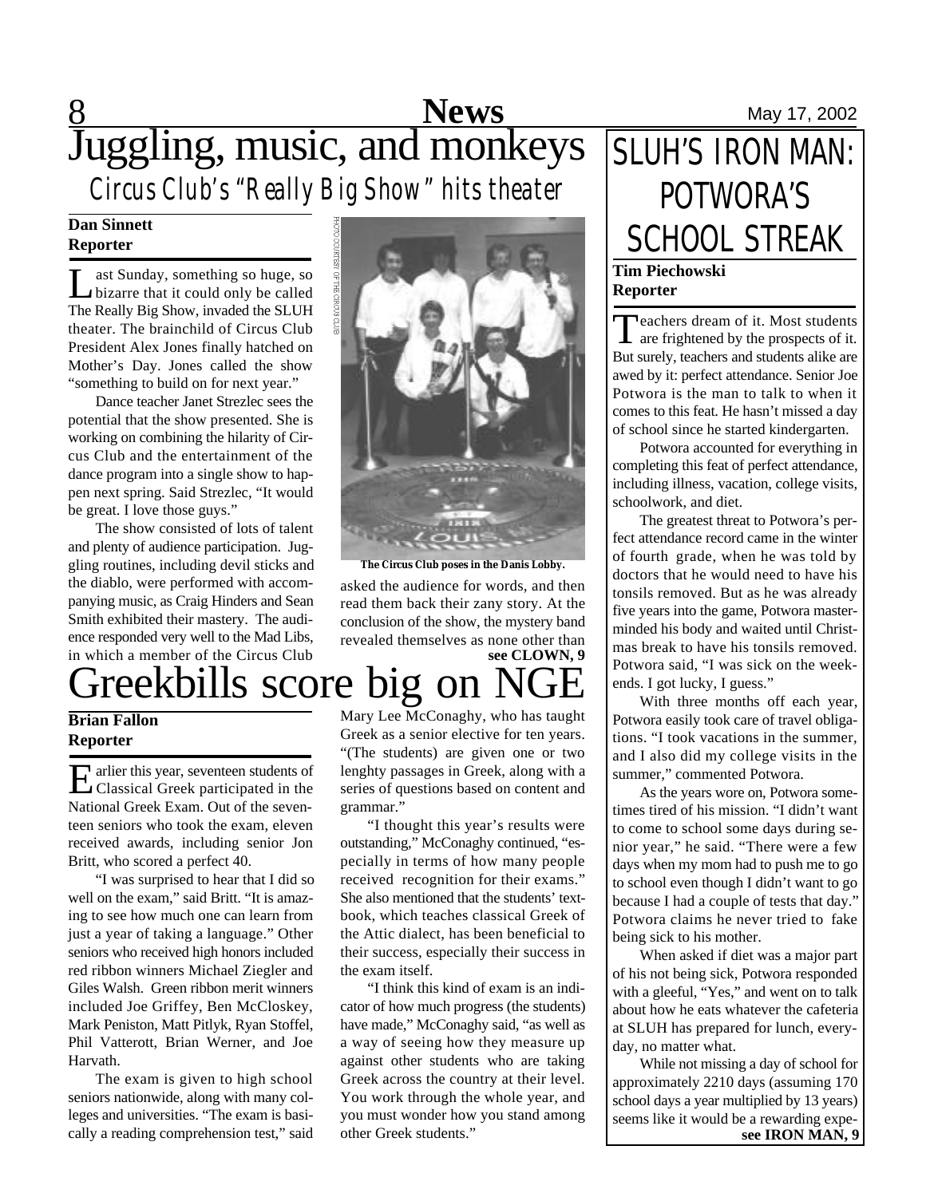# Juggling, music, and monkeys

## *Circus Club's "Really Big Show" hits theater*

**Dan Sinnett**
**Reporter**

Last Sunday, something so huge, so bizarre that it could only be called The Really Big Show, invaded the SLUH theater. The brainchild of Circus Club President Alex Jones finally hatched on Mother's Day. Jones called the show "something to build on for next year."

Dance teacher Janet Strezlec sees the potential that the show presented. She is working on combining the hilarity of Circus Club and the entertainment of the dance program into a single show to happen next spring. Said Strezlec, "It would be great. I love those guys."

The show consisted of lots of talent and plenty of audience participation. Juggling routines, including devil sticks and the diablo, were performed with accompanying music, as Craig Hinders and Sean Smith exhibited their mastery. The audience responded very well to the Mad Libs, in which a member of the Circus Club asked the audience for words, and then read them back their zany story. At the conclusion of the show, the mystery band revealed themselves as none other than

PHOTO COURTESY OF THE CIRCUS CLUB

**The Circus Club poses in the Danis Lobby.**

**see CLOWN, 9**

# Greekbills score big on NGE

**Brian Fallon**
**Reporter**

Earlier this year, seventeen students of Classical Greek participated in the National Greek Exam. Out of the seventeen seniors who took the exam, eleven received awards, including senior Jon Britt, who scored a perfect 40.

"I was surprised to hear that I did so well on the exam," said Britt. "It is amazing to see how much one can learn from just a year of taking a language." Other seniors who received high honors included red ribbon winners Michael Ziegler and Giles Walsh. Green ribbon merit winners included Joe Griffey, Ben McCloskey, Mark Peniston, Matt Pitlyk, Ryan Stoffel, Phil Vatterott, Brian Werner, and Joe Harvath.

The exam is given to high school seniors nationwide, along with many colleges and universities. "The exam is basically a reading comprehension test," said Mary Lee McConaghy, who has taught Greek as a senior elective for ten years. "(The students) are given one or two lenghty passages in Greek, along with a series of questions based on content and grammar."

"I thought this year's results were outstanding," McConaghy continued, "especially in terms of how many people received recognition for their exams." She also mentioned that the students' textbook, which teaches classical Greek of the Attic dialect, has been beneficial to their success, especially their success in the exam itself.

"I think this kind of exam is an indicator of how much progress (the students) have made," McConaghy said, "as well as a way of seeing how they measure up against other students who are taking Greek across the country at their level. You work through the whole year, and you must wonder how you stand among other Greek students."

# SLUH'S IRON MAN: POTWORA'S SCHOOL STREAK

**Tim Piechowski**
**Reporter**

Teachers dream of it. Most students are frightened by the prospects of it. But surely, teachers and students alike are awed by it: perfect attendance. Senior Joe Potwora is the man to talk to when it comes to this feat. He hasn't missed a day of school since he started kindergarten.

Potwora accounted for everything in completing this feat of perfect attendance, including illness, vacation, college visits, schoolwork, and diet.

The greatest threat to Potwora's perfect attendance record came in the winter of fourth grade, when he was told by doctors that he would need to have his tonsils removed. But as he was already five years into the game, Potwora masterminded his body and waited until Christmas break to have his tonsils removed. Potwora said, "I was sick on the weekends. I got lucky, I guess."

With three months off each year, Potwora easily took care of travel obligations. "I took vacations in the summer, and I also did my college visits in the summer," commented Potwora.

As the years wore on, Potwora sometimes tired of his mission. "I didn't want to come to school some days during senior year," he said. "There were a few days when my mom had to push me to go to school even though I didn't want to go because I had a couple of tests that day." Potwora claims he never tried to fake being sick to his mother.

When asked if diet was a major part of his not being sick, Potwora responded with a gleeful, "Yes," and went on to talk about how he eats whatever the cafeteria at SLUH has prepared for lunch, everyday, no matter what.

While not missing a day of school for approximately 2210 days (assuming 170 school days a year multiplied by 13 years) seems like it would be a rewarding expe-

**see IRON MAN, 9**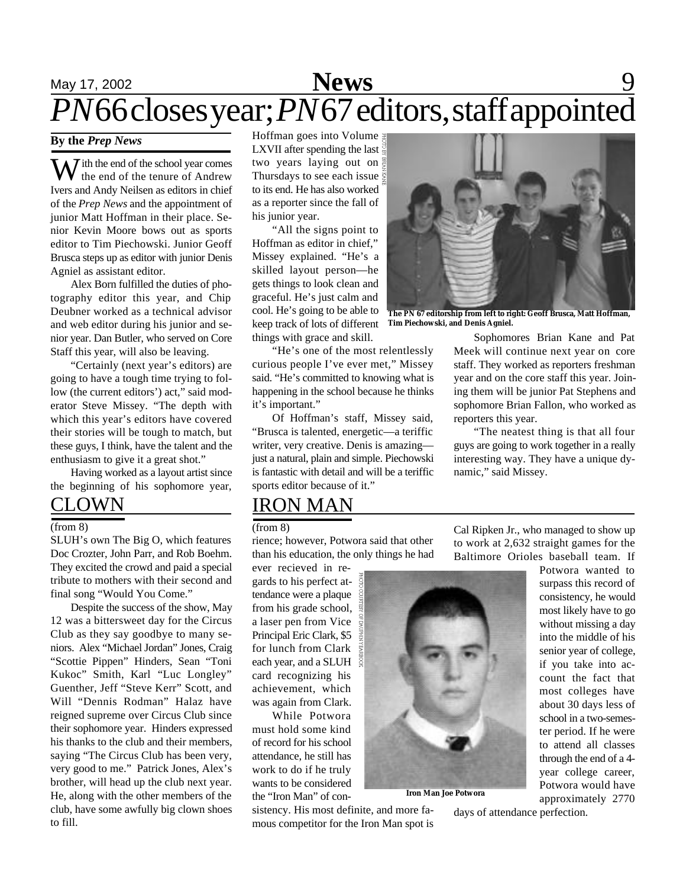// PN66 closes year; PN67 editors, staff appointed

# *PN* 66 closes year; *PN* 67 editors, staff appointed

**By the *Prep News***

With the end of the school year comes the end of the tenure of Andrew Ivers and Andy Neilsen as editors in chief of the *Prep News* and the appointment of junior Matt Hoffman in their place. Senior Kevin Moore bows out as sports editor to Tim Piechowski. Junior Geoff Brusca steps up as editor with junior Denis Agniel as assistant editor.

Alex Born fulfilled the duties of photography editor this year, and Chip Deubner worked as a technical advisor and web editor during his junior and senior year. Dan Butler, who served on Core Staff this year, will also be leaving.

"Certainly (next year's editors) are going to have a tough time trying to follow (the current editors') act," said moderator Steve Missey. "The depth with which this year's editors have covered their stories will be tough to match, but these guys, I think, have the talent and the enthusiasm to give it a great shot."

Having worked as a layout artist since the beginning of his sophomore year, Hoffman goes into Volume LXVII after spending the last two years laying out on Thursdays to see each issue to its end. He has also worked as a reporter since the fall of his junior year.

"All the signs point to Hoffman as editor in chief," Missey explained. "He's a skilled layout person—he gets things to look clean and graceful. He's just calm and cool. He's going to be able to keep track of lots of different things with grace and skill.

"He's one of the most relentlessly curious people I've ever met," Missey said. "He's committed to knowing what is happening in the school because he thinks it's important."

Of Hoffman's staff, Missey said, "Brusca is talented, energetic—a teriffic writer, very creative. Denis is amazing—just a natural, plain and simple. Piechowski is fantastic with detail and will be a teriffic sports editor because of it."

PHOTO BY BRIAN KANE

**The PN 67 editorship from left to right: Geoff Brusca, Matt Hoffman, Tim Piechowski, and Denis Agniel.**

Sophomores Brian Kane and Pat Meek will continue next year on core staff. They worked as reporters freshman year and on the core staff this year. Joining them will be junior Pat Stephens and sophomore Brian Fallon, who worked as reporters this year.

"The neatest thing is that all four guys are going to work together in a really interesting way. They have a unique dynamic," said Missey.

## CLOWN

(from 8)

SLUH's own The Big O, which features Doc Crozter, John Parr, and Rob Boehm. They excited the crowd and paid a special tribute to mothers with their second and final song "Would You Come."

Despite the success of the show, May 12 was a bittersweet day for the Circus Club as they say goodbye to many seniors. Alex "Michael Jordan" Jones, Craig "Scottie Pippen" Hinders, Sean "Toni Kukoc" Smith, Karl "Luc Longley" Guenther, Jeff "Steve Kerr" Scott, and Will "Dennis Rodman" Halaz have reigned supreme over Circus Club since their sophomore year. Hinders expressed his thanks to the club and their members, saying "The Circus Club has been very, very good to me." Patrick Jones, Alex's brother, will head up the club next year. He, along with the other members of the club, have some awfully big clown shoes to fill.

## IRON MAN

(from 8)

rience; however, Potwora said that other than his education, the only things he had ever recieved in regards to his perfect attendance were a plaque from his grade school, a laser pen from Vice Principal Eric Clark, $5 for lunch from Clark each year, and a SLUH card recognizing his achievement, which was again from Clark.

While Potwora must hold some kind of record for his school attendance, he still has work to do if he truly wants to be considered the "Iron Man" of consistency. His most definite, and more famous competitor for the Iron Man spot is Cal Ripken Jr., who managed to show up to work at 2,632 straight games for the Baltimore Orioles baseball team. If Potwora wanted to surpass this record of consistency, he would most likely have to go without missing a day into the middle of his senior year of college, if you take into account the fact that most colleges have about 30 days less of school in a two-semester period. If he were to attend all classes through the end of a 4-year college career, Potwora would have approximately 2770 days of attendance perfection.

PHOTO COURTESY OF DAUPHIN YEARBOOK

**Iron Man Joe Potwora**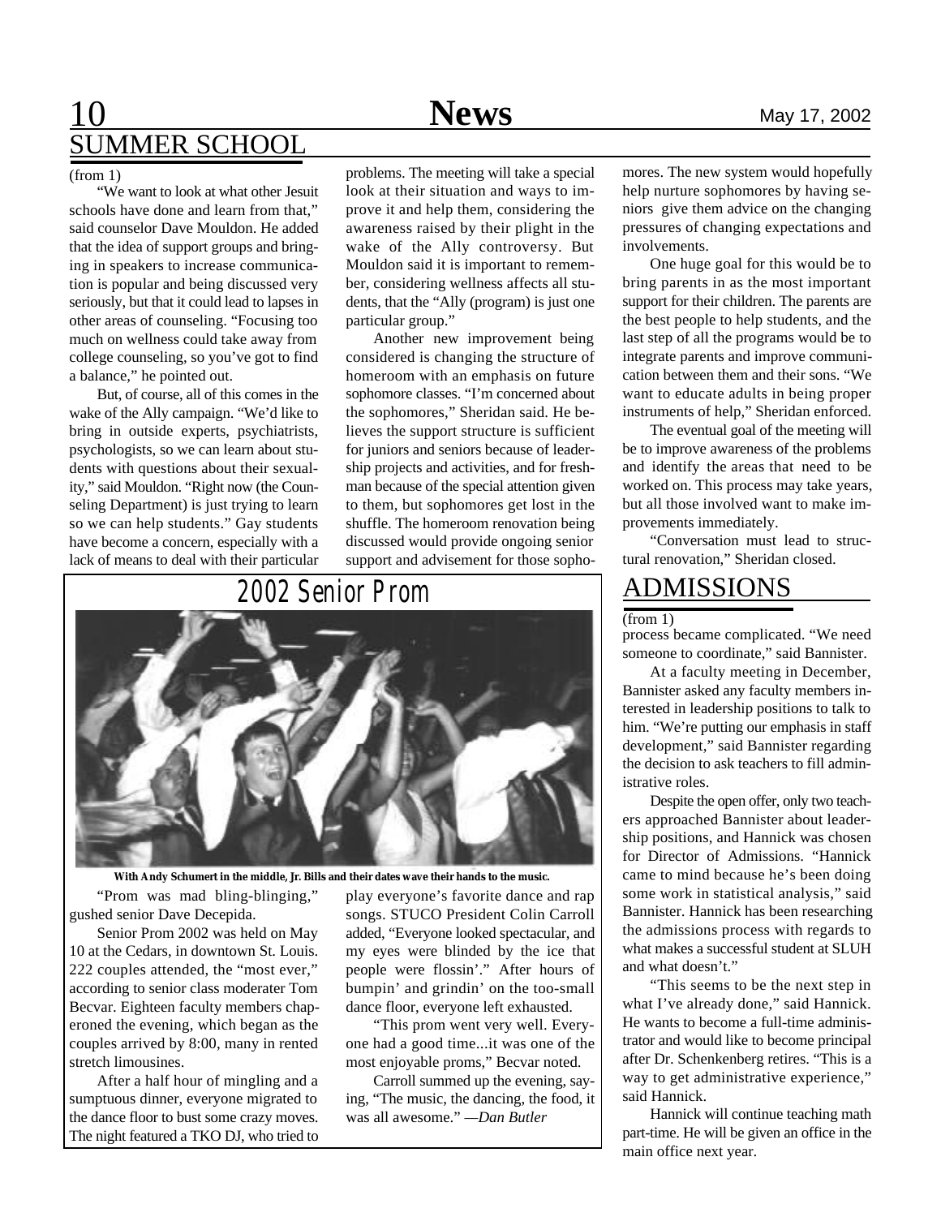## SUMMER SCHOOL

(from 1)

"We want to look at what other Jesuit schools have done and learn from that," said counselor Dave Mouldon. He added that the idea of support groups and bringing in speakers to increase communication is popular and being discussed very seriously, but that it could lead to lapses in other areas of counseling. "Focusing too much on wellness could take away from college counseling, so you've got to find a balance," he pointed out.

But, of course, all of this comes in the wake of the Ally campaign. "We'd like to bring in outside experts, psychiatrists, psychologists, so we can learn about students with questions about their sexuality," said Mouldon. "Right now (the Counseling Department) is just trying to learn so we can help students." Gay students have become a concern, especially with a lack of means to deal with their particular problems. The meeting will take a special look at their situation and ways to improve it and help them, considering the awareness raised by their plight in the wake of the Ally controversy. But Mouldon said it is important to remember, considering wellness affects all students, that the "Ally (program) is just one particular group."

Another new improvement being considered is changing the structure of homeroom with an emphasis on future sophomore classes. "I'm concerned about the sophomores," Sheridan said. He believes the support structure is sufficient for juniors and seniors because of leadership projects and activities, and for freshman because of the special attention given to them, but sophomores get lost in the shuffle. The homeroom renovation being discussed would provide ongoing senior support and advisement for those sophomores. The new system would hopefully help nurture sophomores by having seniors give them advice on the changing pressures of changing expectations and involvements.

One huge goal for this would be to bring parents in as the most important support for their children. The parents are the best people to help students, and the last step of all the programs would be to integrate parents and improve communication between them and their sons. "We want to educate adults in being proper instruments of help," Sheridan enforced.

The eventual goal of the meeting will be to improve awareness of the problems and identify the areas that need to be worked on. This process may take years, but all those involved want to make improvements immediately.

"Conversation must lead to structural renovation," Sheridan closed.

## 2002 Senior Prom

**With Andy Schumert in the middle, Jr. Bills and their dates wave their hands to the music.**

"Prom was mad bling-blinging," gushed senior Dave Decepida.

Senior Prom 2002 was held on May 10 at the Cedars, in downtown St. Louis. 222 couples attended, the "most ever," according to senior class moderater Tom Becvar. Eighteen faculty members chaperoned the evening, which began as the couples arrived by 8:00, many in rented stretch limousines.

After a half hour of mingling and a sumptuous dinner, everyone migrated to the dance floor to bust some crazy moves. The night featured a TKO DJ, who tried to play everyone's favorite dance and rap songs. STUCO President Colin Carroll added, "Everyone looked spectacular, and my eyes were blinded by the ice that people were flossin'." After hours of bumpin' and grindin' on the too-small dance floor, everyone left exhausted.

"This prom went very well. Everyone had a good time...it was one of the most enjoyable proms," Becvar noted.

Carroll summed up the evening, saying, "The music, the dancing, the food, it was all awesome." *—Dan Butler*

## ADMISSIONS

(from 1)

process became complicated. "We need someone to coordinate," said Bannister.

At a faculty meeting in December, Bannister asked any faculty members interested in leadership positions to talk to him. "We're putting our emphasis in staff development," said Bannister regarding the decision to ask teachers to fill administrative roles.

Despite the open offer, only two teachers approached Bannister about leadership positions, and Hannick was chosen for Director of Admissions. "Hannick came to mind because he's been doing some work in statistical analysis," said Bannister. Hannick has been researching the admissions process with regards to what makes a successful student at SLUH and what doesn't."

"This seems to be the next step in what I've already done," said Hannick. He wants to become a full-time administrator and would like to become principal after Dr. Schenkenberg retires. "This is a way to get administrative experience," said Hannick.

Hannick will continue teaching math part-time. He will be given an office in the main office next year.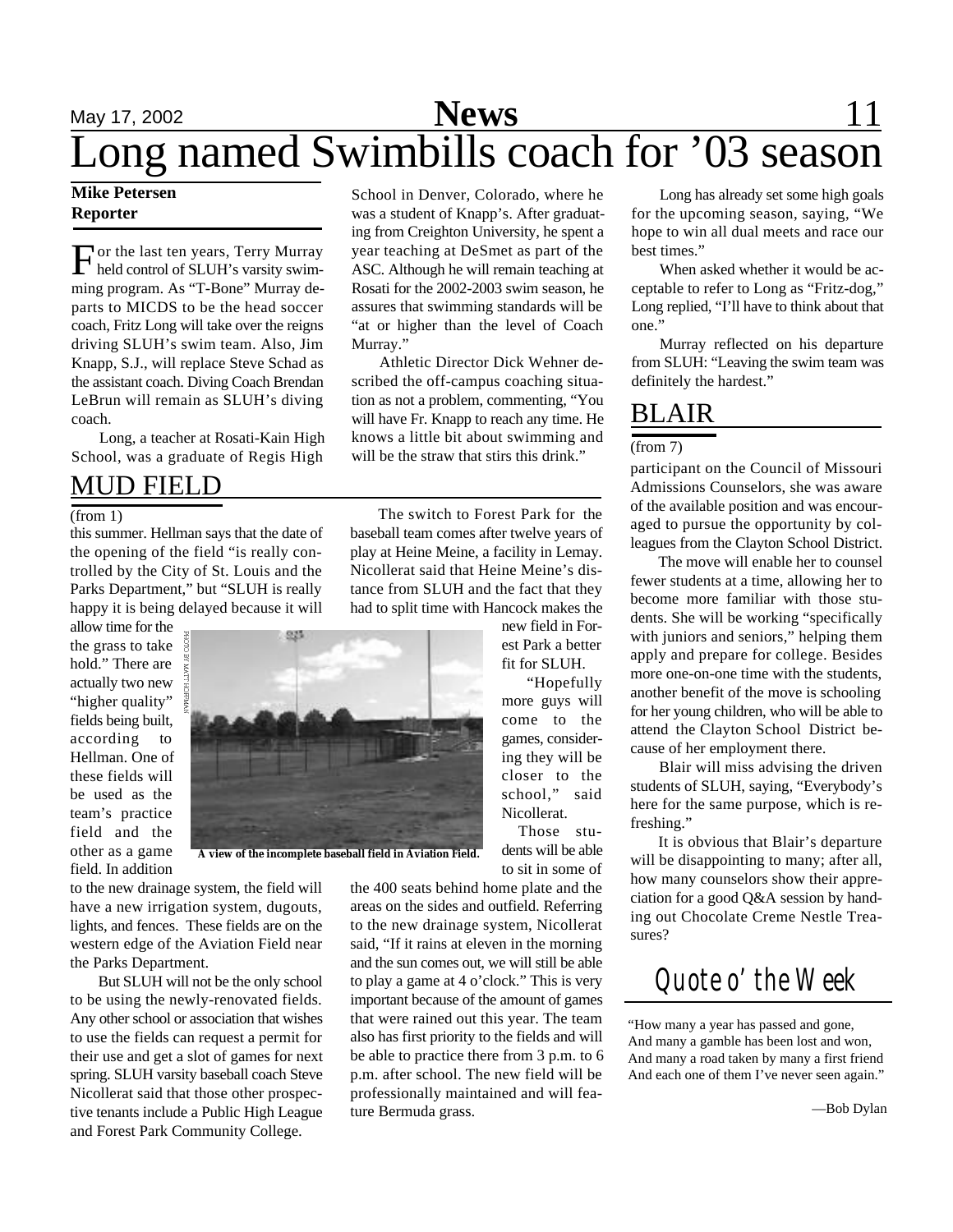# Long named Swimbills coach for '03 season

**Mike Petersen**
**Reporter**

For the last ten years, Terry Murray held control of SLUH's varsity swimming program. As "T-Bone" Murray departs to MICDS to be the head soccer coach, Fritz Long will take over the reigns driving SLUH's swim team. Also, Jim Knapp, S.J., will replace Steve Schad as the assistant coach. Diving Coach Brendan LeBrun will remain as SLUH's diving coach.

Long, a teacher at Rosati-Kain High School, was a graduate of Regis High School in Denver, Colorado, where he was a student of Knapp's. After graduating from Creighton University, he spent a year teaching at DeSmet as part of the ASC. Although he will remain teaching at Rosati for the 2002-2003 swim season, he assures that swimming standards will be "at or higher than the level of Coach Murray."

Athletic Director Dick Wehner described the off-campus coaching situation as not a problem, commenting, "You will have Fr. Knapp to reach any time. He knows a little bit about swimming and will be the straw that stirs this drink."

Long has already set some high goals for the upcoming season, saying, "We hope to win all dual meets and race our best times."

When asked whether it would be acceptable to refer to Long as "Fritz-dog," Long replied, "I'll have to think about that one."

Murray reflected on his departure from SLUH: "Leaving the swim team was definitely the hardest."

## MUD FIELD

(from 1)

this summer. Hellman says that the date of the opening of the field "is really controlled by the City of St. Louis and the Parks Department," but "SLUH is really happy it is being delayed because it will allow time for the the grass to take hold." There are actually two new "higher quality" fields being built, according to Hellman. One of these fields will be used as the team's practice field and the other as a game field. In addition to the new drainage system, the field will have a new irrigation system, dugouts, lights, and fences. These fields are on the western edge of the Aviation Field near the Parks Department.

But SLUH will not be the only school to be using the newly-renovated fields. Any other school or association that wishes to use the fields can request a permit for their use and get a slot of games for next spring. SLUH varsity baseball coach Steve Nicollerat said that those other prospective tenants include a Public High League and Forest Park Community College.

PHOTO BY MATT HOFFMAN

**A view of the incomplete baseball field in Aviation Field.**

The switch to Forest Park for the baseball team comes after twelve years of play at Heine Meine, a facility in Lemay. Nicollerat said that Heine Meine's distance from SLUH and the fact that they had to split time with Hancock makes the new field in Forest Park a better fit for SLUH.

"Hopefully more guys will come to the games, considering they will be closer to the school," said Nicollerat.

Those students will be able to sit in some of the 400 seats behind home plate and the areas on the sides and outfield. Referring to the new drainage system, Nicollerat said, "If it rains at eleven in the morning and the sun comes out, we will still be able to play a game at 4 o'clock." This is very important because of the amount of games that were rained out this year. The team also has first priority to the fields and will be able to practice there from 3 p.m. to 6 p.m. after school. The new field will be professionally maintained and will feature Bermuda grass.

## BLAIR

(from 7)

participant on the Council of Missouri Admissions Counselors, she was aware of the available position and was encouraged to pursue the opportunity by colleagues from the Clayton School District.

The move will enable her to counsel fewer students at a time, allowing her to become more familiar with those students. She will be working "specifically with juniors and seniors," helping them apply and prepare for college. Besides more one-on-one time with the students, another benefit of the move is schooling for her young children, who will be able to attend the Clayton School District because of her employment there.

Blair will miss advising the driven students of SLUH, saying, "Everybody's here for the same purpose, which is refreshing."

It is obvious that Blair's departure will be disappointing to many; after all, how many counselors show their appreciation for a good Q&A session by handing out Chocolate Creme Nestle Treasures?

## Quote o' the Week

"How many a year has passed and gone,
And many a gamble has been lost and won,
And many a road taken by many a first friend
And each one of them I've never seen again."

—Bob Dylan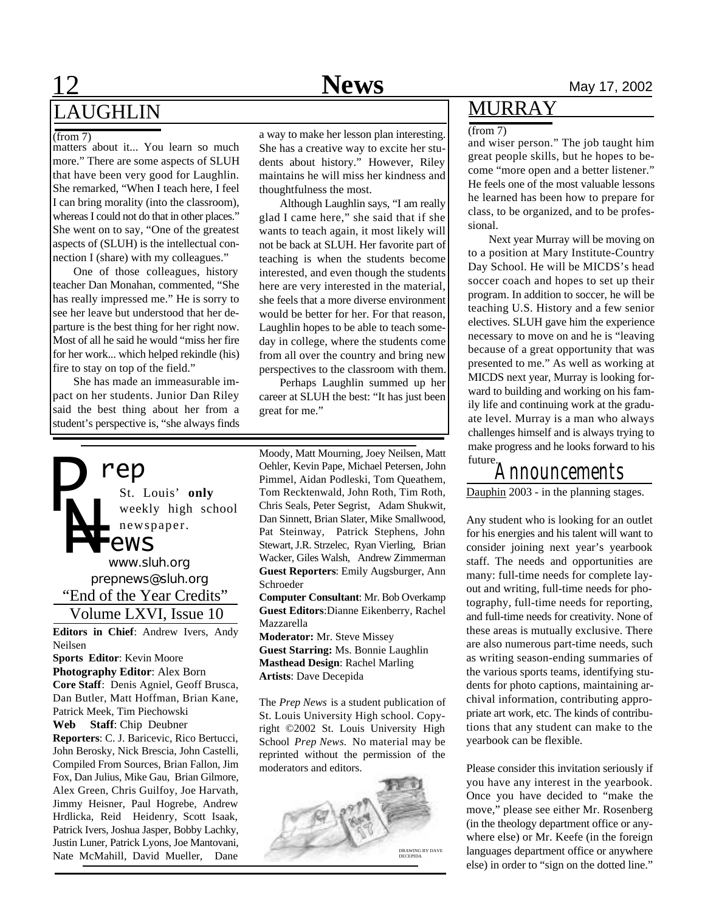## LAUGHLIN

(from 7)

matters about it... You learn so much more." There are some aspects of SLUH that have been very good for Laughlin. She remarked, "When I teach here, I feel I can bring morality (into the classroom), whereas I could not do that in other places." She went on to say, "One of the greatest aspects of (SLUH) is the intellectual connection I (share) with my colleagues."

One of those colleagues, history teacher Dan Monahan, commented, "She has really impressed me." He is sorry to see her leave but understood that her departure is the best thing for her right now. Most of all he said he would "miss her fire for her work... which helped rekindle (his) fire to stay on top of the field."

She has made an immeasurable impact on her students. Junior Dan Riley said the best thing about her from a student's perspective is, "she always finds a way to make her lesson plan interesting. She has a creative way to excite her students about history." However, Riley maintains he will miss her kindness and thoughtfulness the most.

Although Laughlin says, "I am really glad I came here," she said that if she wants to teach again, it most likely will not be back at SLUH. Her favorite part of teaching is when the students become interested, and even though the students here are very interested in the material, she feels that a more diverse environment would be better for her. For that reason, Laughlin hopes to be able to teach someday in college, where the students come from all over the country and bring new perspectives to the classroom with them.

Perhaps Laughlin summed up her career at SLUH the best: "It has just been great for me."

## MURRAY

(from 7)

and wiser person." The job taught him great people skills, but he hopes to become "more open and a better listener." He feels one of the most valuable lessons he learned has been how to prepare for class, to be organized, and to be professional.

Next year Murray will be moving on to a position at Mary Institute-Country Day School. He will be MICDS's head soccer coach and hopes to set up their program. In addition to soccer, he will be teaching U.S. History and a few senior electives. SLUH gave him the experience necessary to move on and he is "leaving because of a great opportunity that was presented to me." As well as working at MICDS next year, Murray is looking forward to building and working on his family life and continuing work at the graduate level. Murray is a man who always challenges himself and is always trying to make progress and he looks forward to his future.

# Prep News

St. Louis' **only** weekly high school newspaper.

www.sluh.org
prepnews@sluh.org

"End of the Year Credits"

Volume LXVI, Issue 10

**Editors in Chief**: Andrew Ivers, Andy Neilsen
**Sports Editor**: Kevin Moore
**Photography Editor**: Alex Born
**Core Staff**: Denis Agniel, Geoff Brusca, Dan Butler, Matt Hoffman, Brian Kane, Patrick Meek, Tim Piechowski
**Web Staff**: Chip Deubner
**Reporters**: C. J. Baricevic, Rico Bertucci, John Berosky, Nick Brescia, John Castelli, Compiled From Sources, Brian Fallon, Jim Fox, Dan Julius, Mike Gau, Brian Gilmore, Alex Green, Chris Guilfoy, Joe Harvath, Jimmy Heisner, Paul Hogrebe, Andrew Hrdlicka, Reid Heidenry, Scott Isaak, Patrick Ivers, Joshua Jasper, Bobby Lachky, Justin Luner, Patrick Lyons, Joe Mantovani, Nate McMahill, David Mueller, Dane Moody, Matt Mourning, Joey Neilsen, Matt Oehler, Kevin Pape, Michael Petersen, John Pimmel, Aidan Podleski, Tom Queathem, Tom Recktenwald, John Roth, Tim Roth, Chris Seals, Peter Segrist, Adam Shukwit, Dan Sinnett, Brian Slater, Mike Smallwood, Pat Steinway, Patrick Stephens, John Stewart, J.R. Strzelec, Ryan Vierling, Brian Wacker, Giles Walsh, Andrew Zimmerman
**Guest Reporters**: Emily Augsburger, Ann Schroeder
**Computer Consultant**: Mr. Bob Overkamp
**Guest Editors**: Dianne Eikenberry, Rachel Mazzarella
**Moderator:** Mr. Steve Missey
**Guest Starring:** Ms. Bonnie Laughlin
**Masthead Design**: Rachel Marling
**Artists**: Dave Decepida

The *Prep News* is a student publication of St. Louis University High school. Copyright ©2002 St. Louis University High School *Prep News.* No material may be reprinted without the permission of the moderators and editors.

DRAWING BY DAVE DECEPIDA

## Announcements

Dauphin 2003 - in the planning stages.

Any student who is looking for an outlet for his energies and his talent will want to consider joining next year's yearbook staff. The needs and opportunities are many: full-time needs for complete layout and writing, full-time needs for photography, full-time needs for reporting, and full-time needs for creativity. None of these areas is mutually exclusive. There are also numerous part-time needs, such as writing season-ending summaries of the various sports teams, identifying students for photo captions, maintaining archival information, contributing appropriate art work, etc. The kinds of contributions that any student can make to the yearbook can be flexible.

Please consider this invitation seriously if you have any interest in the yearbook. Once you have decided to "make the move," please see either Mr. Rosenberg (in the theology department office or anywhere else) or Mr. Keefe (in the foreign languages department office or anywhere else) in order to "sign on the dotted line."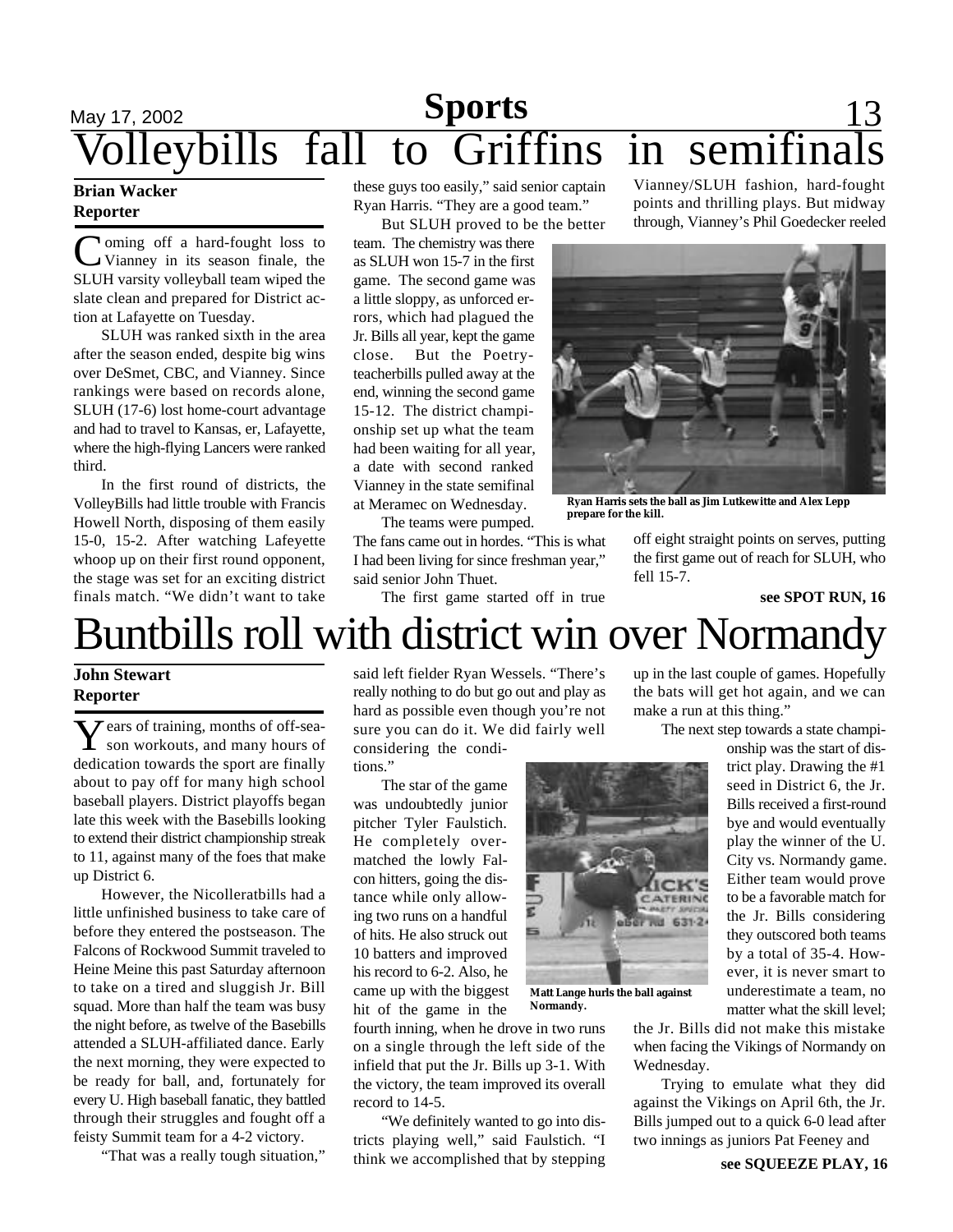# Volleybills fall to Griffins in semifinals

**Brian Wacker**
**Reporter**

Coming off a hard-fought loss to Vianney in its season finale, the SLUH varsity volleyball team wiped the slate clean and prepared for District action at Lafayette on Tuesday.

SLUH was ranked sixth in the area after the season ended, despite big wins over DeSmet, CBC, and Vianney. Since rankings were based on records alone, SLUH (17-6) lost home-court advantage and had to travel to Kansas, er, Lafayette, where the high-flying Lancers were ranked third.

In the first round of districts, the VolleyBills had little trouble with Francis Howell North, disposing of them easily 15-0, 15-2. After watching Lafeyette whoop up on their first round opponent, the stage was set for an exciting district finals match. "We didn't want to take these guys too easily," said senior captain Ryan Harris. "They are a good team."

But SLUH proved to be the better team. The chemistry was there as SLUH won 15-7 in the first game. The second game was a little sloppy, as unforced errors, which had plagued the Jr. Bills all year, kept the game close. But the Poetry-teacherbills pulled away at the end, winning the second game 15-12. The district championship set up what the team had been waiting for all year, a date with second ranked Vianney in the state semifinal at Meramec on Wednesday.

The teams were pumped. The fans came out in hordes. "This is what I had been living for since freshman year," said senior John Thuet.

The first game started off in true Vianney/SLUH fashion, hard-fought points and thrilling plays. But midway through, Vianney's Phil Goedecker reeled off eight straight points on serves, putting the first game out of reach for SLUH, who fell 15-7.

Ryan Harris sets the ball as Jim Lutkewitte and Alex Lepp prepare for the kill.

**see SPOT RUN, 16**

# Buntbills roll with district win over Normandy

**John Stewart**
**Reporter**

Years of training, months of off-season workouts, and many hours of dedication towards the sport are finally about to pay off for many high school baseball players. District playoffs began late this week with the Basebills looking to extend their district championship streak to 11, against many of the foes that make up District 6.

However, the Nicolleratbills had a little unfinished business to take care of before they entered the postseason. The Falcons of Rockwood Summit traveled to Heine Meine this past Saturday afternoon to take on a tired and sluggish Jr. Bill squad. More than half the team was busy the night before, as twelve of the Basebills attended a SLUH-affiliated dance. Early the next morning, they were expected to be ready for ball, and, fortunately for every U. High baseball fanatic, they battled through their struggles and fought off a feisty Summit team for a 4-2 victory.

"That was a really tough situation," said left fielder Ryan Wessels. "There's really nothing to do but go out and play as hard as possible even though you're not sure you can do it. We did fairly well considering the conditions."

The star of the game was undoubtedly junior pitcher Tyler Faulstich. He completely overmatched the lowly Falcon hitters, going the distance while only allowing two runs on a handful of hits. He also struck out 10 batters and improved his record to 6-2. Also, he came up with the biggest hit of the game in the fourth inning, when he drove in two runs on a single through the left side of the infield that put the Jr. Bills up 3-1. With the victory, the team improved its overall record to 14-5.

"We definitely wanted to go into districts playing well," said Faulstich. "I think we accomplished that by stepping up in the last couple of games. Hopefully the bats will get hot again, and we can make a run at this thing."

Matt Lange hurls the ball against Normandy.

The next step towards a state championship was the start of district play. Drawing the #1 seed in District 6, the Jr. Bills received a first-round bye and would eventually play the winner of the U. City vs. Normandy game. Either team would prove to be a favorable match for the Jr. Bills considering they outscored both teams by a total of 35-4. However, it is never smart to underestimate a team, no matter what the skill level; the Jr. Bills did not make this mistake when facing the Vikings of Normandy on Wednesday.

Trying to emulate what they did against the Vikings on April 6th, the Jr. Bills jumped out to a quick 6-0 lead after two innings as juniors Pat Feeney and

**see SQUEEZE PLAY, 16**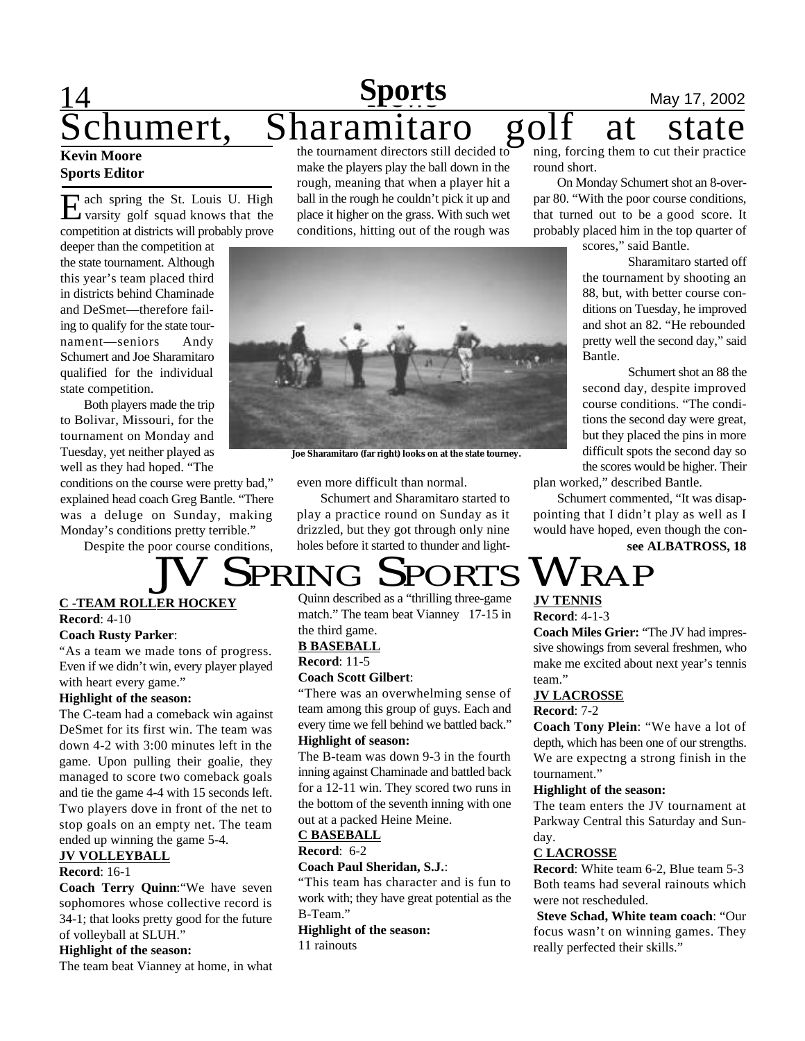# Schumert, Sharamitaro golf at state

**Kevin Moore**
**Sports Editor**

Each spring the St. Louis U. High varsity golf squad knows that the competition at districts will probably prove deeper than the competition at the state tournament. Although this year's team placed third in districts behind Chaminade and DeSmet—therefore failing to qualify for the state tournament—seniors Andy Schumert and Joe Sharamitaro qualified for the individual state competition.

Both players made the trip to Bolivar, Missouri, for the tournament on Monday and Tuesday, yet neither played as well as they had hoped. "The conditions on the course were pretty bad," explained head coach Greg Bantle. "There was a deluge on Sunday, making Monday's conditions pretty terrible."

Despite the poor course conditions, the tournament directors still decided to make the players play the ball down in the rough, meaning that when a player hit a ball in the rough he couldn't pick it up and place it higher on the grass. With such wet conditions, hitting out of the rough was even more difficult than normal.

Joe Sharamitaro (far right) looks on at the state tourney.

Schumert and Sharamitaro started to play a practice round on Sunday as it drizzled, but they got through only nine holes before it started to thunder and lightning, forcing them to cut their practice round short.

On Monday Schumert shot an 8-over-par 80. "With the poor course conditions, that turned out to be a good score. It probably placed him in the top quarter of scores," said Bantle.

Sharamitaro started off the tournament by shooting an 88, but, with better course conditions on Tuesday, he improved and shot an 82. "He rebounded pretty well the second day," said Bantle.

Schumert shot an 88 the second day, despite improved course conditions. "The conditions the second day were great, but they placed the pins in more difficult spots the second day so the scores would be higher. Their plan worked," described Bantle.

Schumert commented, "It was disappointing that I didn't play as well as I would have hoped, even though the con-

**see ALBATROSS, 18**

# JV Spring Sports Wrap

**C -TEAM ROLLER HOCKEY**

**Record**: 4-10

**Coach Rusty Parker**:

"As a team we made tons of progress. Even if we didn't win, every player played with heart every game."

**Highlight of the season:**

The C-team had a comeback win against DeSmet for its first win. The team was down 4-2 with 3:00 minutes left in the game. Upon pulling their goalie, they managed to score two comeback goals and tie the game 4-4 with 15 seconds left. Two players dove in front of the net to stop goals on an empty net. The team ended up winning the game 5-4.

**JV VOLLEYBALL**

**Record**: 16-1

**Coach Terry Quinn**:"We have seven sophomores whose collective record is 34-1; that looks pretty good for the future of volleyball at SLUH."

**Highlight of the season:**

The team beat Vianney at home, in what Quinn described as a "thrilling three-game match." The team beat Vianney 17-15 in the third game.

**B BASEBALL**

**Record**: 11-5

**Coach Scott Gilbert**:

"There was an overwhelming sense of team among this group of guys. Each and every time we fell behind we battled back."

**Highlight of season:**

The B-team was down 9-3 in the fourth inning against Chaminade and battled back for a 12-11 win. They scored two runs in the bottom of the seventh inning with one out at a packed Heine Meine.

**C BASEBALL**

**Record**: 6-2

**Coach Paul Sheridan, S.J.**:

"This team has character and is fun to work with; they have great potential as the B-Team."

**Highlight of the season:**

11 rainouts

**JV TENNIS**

**Record**: 4-1-3

**Coach Miles Grier:** "The JV had impressive showings from several freshmen, who make me excited about next year's tennis team."

**JV LACROSSE**

**Record**: 7-2

**Coach Tony Plein**: "We have a lot of depth, which has been one of our strengths. We are expectng a strong finish in the tournament."

**Highlight of the season:**

The team enters the JV tournament at Parkway Central this Saturday and Sunday.

**C LACROSSE**

**Record**: White team 6-2, Blue team 5-3
Both teams had several rainouts which were not rescheduled.

**Steve Schad, White team coach**: "Our focus wasn't on winning games. They really perfected their skills."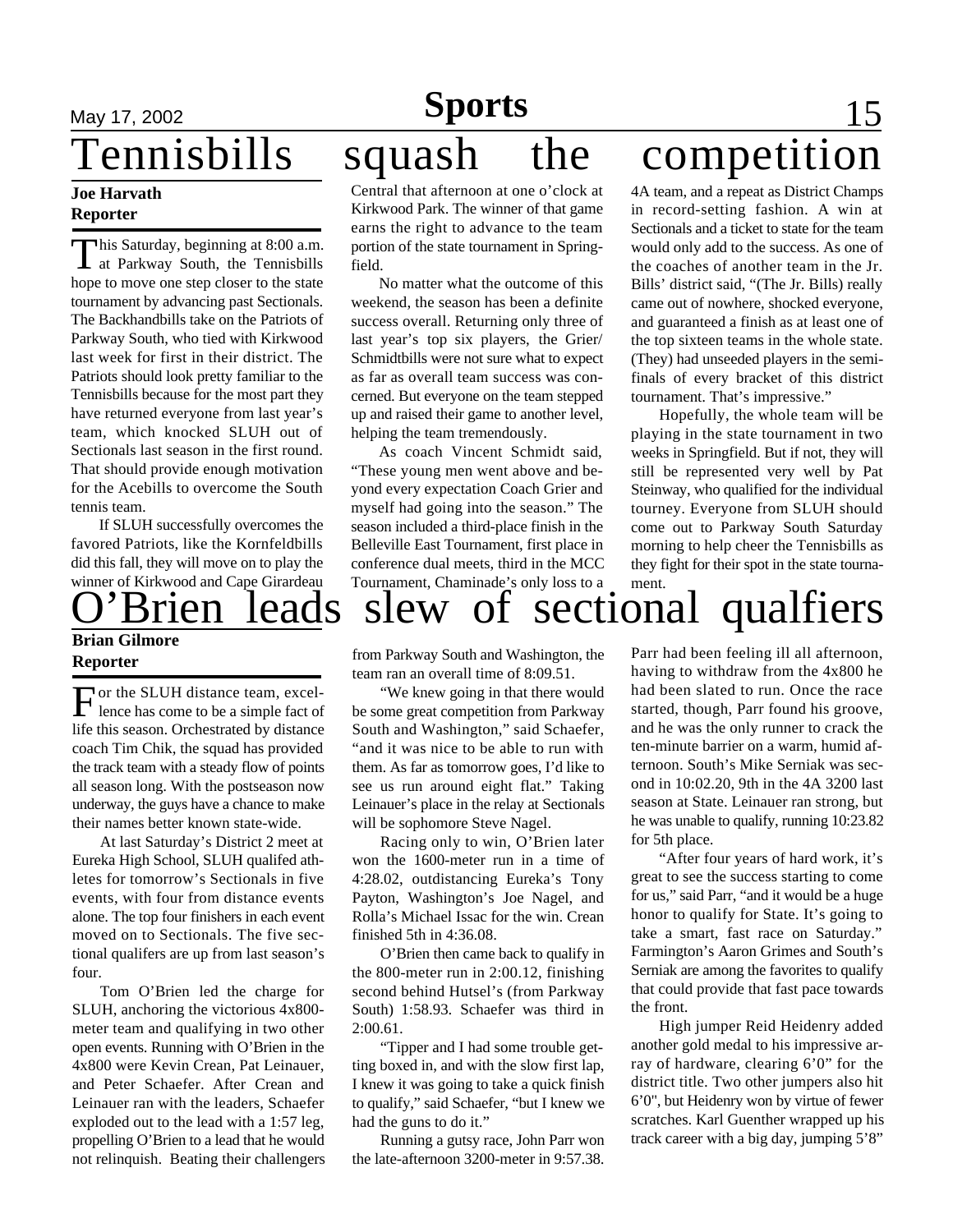# Tennisbills squash the competition

**Joe Harvath**
**Reporter**

This Saturday, beginning at 8:00 a.m. at Parkway South, the Tennisbills hope to move one step closer to the state tournament by advancing past Sectionals. The Backhandbills take on the Patriots of Parkway South, who tied with Kirkwood last week for first in their district. The Patriots should look pretty familiar to the Tennisbills because for the most part they have returned everyone from last year's team, which knocked SLUH out of Sectionals last season in the first round. That should provide enough motivation for the Acebills to overcome the South tennis team.

If SLUH successfully overcomes the favored Patriots, like the Kornfeldbills did this fall, they will move on to play the winner of Kirkwood and Cape Girardeau Central that afternoon at one o'clock at Kirkwood Park. The winner of that game earns the right to advance to the team portion of the state tournament in Springfield.

No matter what the outcome of this weekend, the season has been a definite success overall. Returning only three of last year's top six players, the Grier/Schmidtbills were not sure what to expect as far as overall team success was concerned. But everyone on the team stepped up and raised their game to another level, helping the team tremendously.

As coach Vincent Schmidt said, "These young men went above and beyond every expectation Coach Grier and myself had going into the season." The season included a third-place finish in the Belleville East Tournament, first place in conference dual meets, third in the MCC Tournament, Chaminade's only loss to a 4A team, and a repeat as District Champs in record-setting fashion. A win at Sectionals and a ticket to state for the team would only add to the success. As one of the coaches of another team in the Jr. Bills' district said, "(The Jr. Bills) really came out of nowhere, shocked everyone, and guaranteed a finish as at least one of the top sixteen teams in the whole state. (They) had unseeded players in the semifinals of every bracket of this district tournament. That's impressive."

Hopefully, the whole team will be playing in the state tournament in two weeks in Springfield. But if not, they will still be represented very well by Pat Steinway, who qualified for the individual tourney. Everyone from SLUH should come out to Parkway South Saturday morning to help cheer the Tennisbills as they fight for their spot in the state tournament.

# O'Brien leads slew of sectional qualfiers

**Brian Gilmore**
**Reporter**

For the SLUH distance team, excellence has come to be a simple fact of life this season. Orchestrated by distance coach Tim Chik, the squad has provided the track team with a steady flow of points all season long. With the postseason now underway, the guys have a chance to make their names better known state-wide.

At last Saturday's District 2 meet at Eureka High School, SLUH qualifed athletes for tomorrow's Sectionals in five events, with four from distance events alone. The top four finishers in each event moved on to Sectionals. The five sectional qualifers are up from last season's four.

Tom O'Brien led the charge for SLUH, anchoring the victorious 4x800-meter team and qualifying in two other open events. Running with O'Brien in the 4x800 were Kevin Crean, Pat Leinauer, and Peter Schaefer. After Crean and Leinauer ran with the leaders, Schaefer exploded out to the lead with a 1:57 leg, propelling O'Brien to a lead that he would not relinquish. Beating their challengers from Parkway South and Washington, the team ran an overall time of 8:09.51.

"We knew going in that there would be some great competition from Parkway South and Washington," said Schaefer, "and it was nice to be able to run with them. As far as tomorrow goes, I'd like to see us run around eight flat." Taking Leinauer's place in the relay at Sectionals will be sophomore Steve Nagel.

Racing only to win, O'Brien later won the 1600-meter run in a time of 4:28.02, outdistancing Eureka's Tony Payton, Washington's Joe Nagel, and Rolla's Michael Issac for the win. Crean finished 5th in 4:36.08.

O'Brien then came back to qualify in the 800-meter run in 2:00.12, finishing second behind Hutsel's (from Parkway South) 1:58.93. Schaefer was third in 2:00.61.

"Tipper and I had some trouble getting boxed in, and with the slow first lap, I knew it was going to take a quick finish to qualify," said Schaefer, "but I knew we had the guns to do it."

Running a gutsy race, John Parr won the late-afternoon 3200-meter in 9:57.38. Parr had been feeling ill all afternoon, having to withdraw from the 4x800 he had been slated to run. Once the race started, though, Parr found his groove, and he was the only runner to crack the ten-minute barrier on a warm, humid afternoon. South's Mike Serniak was second in 10:02.20, 9th in the 4A 3200 last season at State. Leinauer ran strong, but he was unable to qualify, running 10:23.82 for 5th place.

"After four years of hard work, it's great to see the success starting to come for us," said Parr, "and it would be a huge honor to qualify for State. It's going to take a smart, fast race on Saturday." Farmington's Aaron Grimes and South's Serniak are among the favorites to qualify that could provide that fast pace towards the front.

High jumper Reid Heidenry added another gold medal to his impressive array of hardware, clearing 6'0" for the district title. Two other jumpers also hit 6'0", but Heidenry won by virtue of fewer scratches. Karl Guenther wrapped up his track career with a big day, jumping 5'8"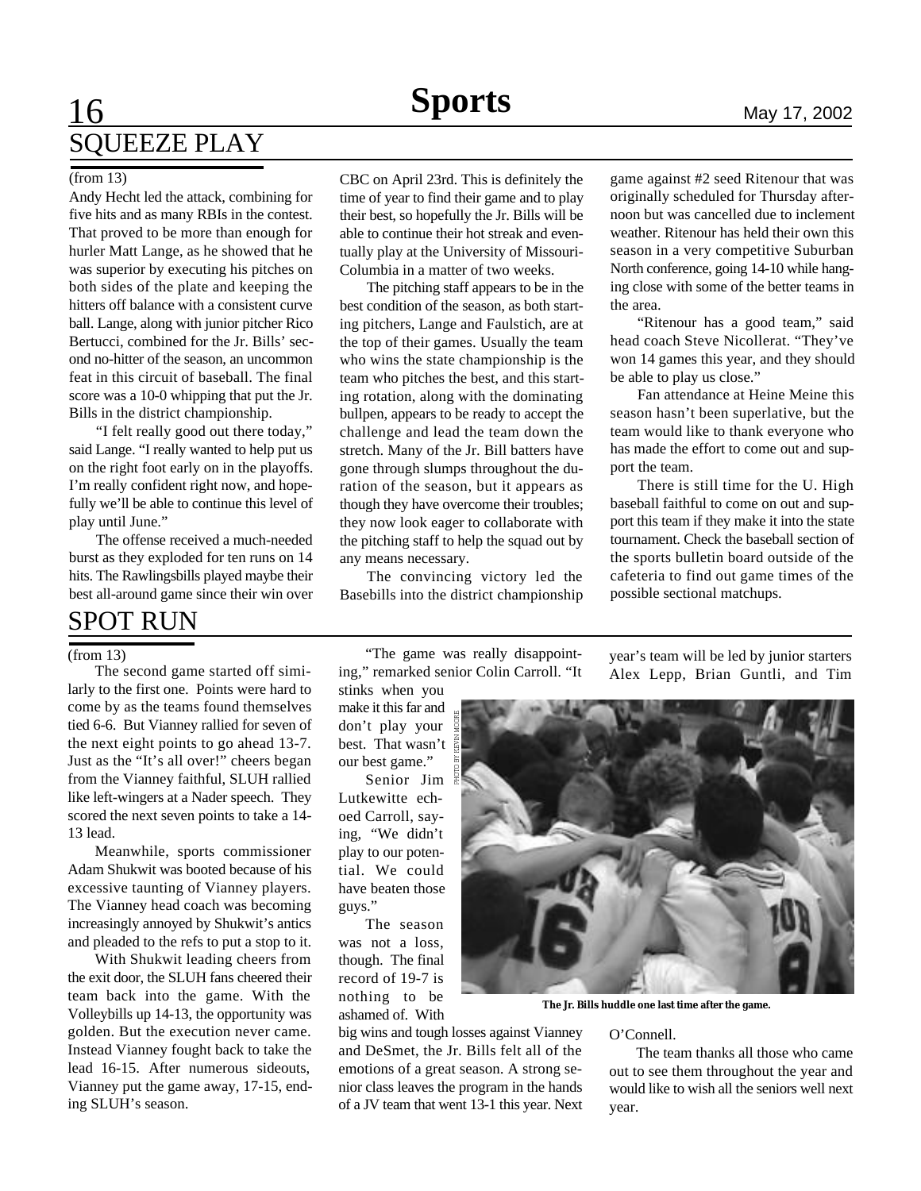## SQUEEZE PLAY

(from 13)

Andy Hecht led the attack, combining for five hits and as many RBIs in the contest. That proved to be more than enough for hurler Matt Lange, as he showed that he was superior by executing his pitches on both sides of the plate and keeping the hitters off balance with a consistent curve ball. Lange, along with junior pitcher Rico Bertucci, combined for the Jr. Bills' second no-hitter of the season, an uncommon feat in this circuit of baseball. The final score was a 10-0 whipping that put the Jr. Bills in the district championship.

"I felt really good out there today," said Lange. "I really wanted to help put us on the right foot early on in the playoffs. I'm really confident right now, and hopefully we'll be able to continue this level of play until June."

The offense received a much-needed burst as they exploded for ten runs on 14 hits. The Rawlingsbills played maybe their best all-around game since their win over CBC on April 23rd. This is definitely the time of year to find their game and to play their best, so hopefully the Jr. Bills will be able to continue their hot streak and eventually play at the University of Missouri-Columbia in a matter of two weeks.

The pitching staff appears to be in the best condition of the season, as both starting pitchers, Lange and Faulstich, are at the top of their games. Usually the team who wins the state championship is the team who pitches the best, and this starting rotation, along with the dominating bullpen, appears to be ready to accept the challenge and lead the team down the stretch. Many of the Jr. Bill batters have gone through slumps throughout the duration of the season, but it appears as though they have overcome their troubles; they now look eager to collaborate with the pitching staff to help the squad out by any means necessary.

The convincing victory led the Basebills into the district championship game against #2 seed Ritenour that was originally scheduled for Thursday afternoon but was cancelled due to inclement weather. Ritenour has held their own this season in a very competitive Suburban North conference, going 14-10 while hanging close with some of the better teams in the area.

"Ritenour has a good team," said head coach Steve Nicollerat. "They've won 14 games this year, and they should be able to play us close."

Fan attendance at Heine Meine this season hasn't been superlative, but the team would like to thank everyone who has made the effort to come out and support the team.

There is still time for the U. High baseball faithful to come on out and support this team if they make it into the state tournament. Check the baseball section of the sports bulletin board outside of the cafeteria to find out game times of the possible sectional matchups.

## SPOT RUN

(from 13)

The second game started off similarly to the first one. Points were hard to come by as the teams found themselves tied 6-6. But Vianney rallied for seven of the next eight points to go ahead 13-7. Just as the "It's all over!" cheers began from the Vianney faithful, SLUH rallied like left-wingers at a Nader speech. They scored the next seven points to take a 14-13 lead.

Meanwhile, sports commissioner Adam Shukwit was booted because of his excessive taunting of Vianney players. The Vianney head coach was becoming increasingly annoyed by Shukwit's antics and pleaded to the refs to put a stop to it.

With Shukwit leading cheers from the exit door, the SLUH fans cheered their team back into the game. With the Volleybills up 14-13, the opportunity was golden. But the execution never came. Instead Vianney fought back to take the lead 16-15. After numerous sideouts, Vianney put the game away, 17-15, ending SLUH's season.

"The game was really disappointing," remarked senior Colin Carroll. "It stinks when you make it this far and don't play your best. That wasn't our best game."

Senior Jim Lutkewitte echoed Carroll, saying, "We didn't play to our potential. We could have beaten those guys."

The season was not a loss, though. The final record of 19-7 is nothing to be ashamed of. With big wins and tough losses against Vianney and DeSmet, the Jr. Bills felt all of the emotions of a great season. A strong senior class leaves the program in the hands of a JV team that went 13-1 this year. Next year's team will be led by junior starters Alex Lepp, Brian Guntli, and Tim O'Connell.

PHOTO BY KEVIN MOORE

**The Jr. Bills huddle one last time after the game.**

The team thanks all those who came out to see them throughout the year and would like to wish all the seniors well next year.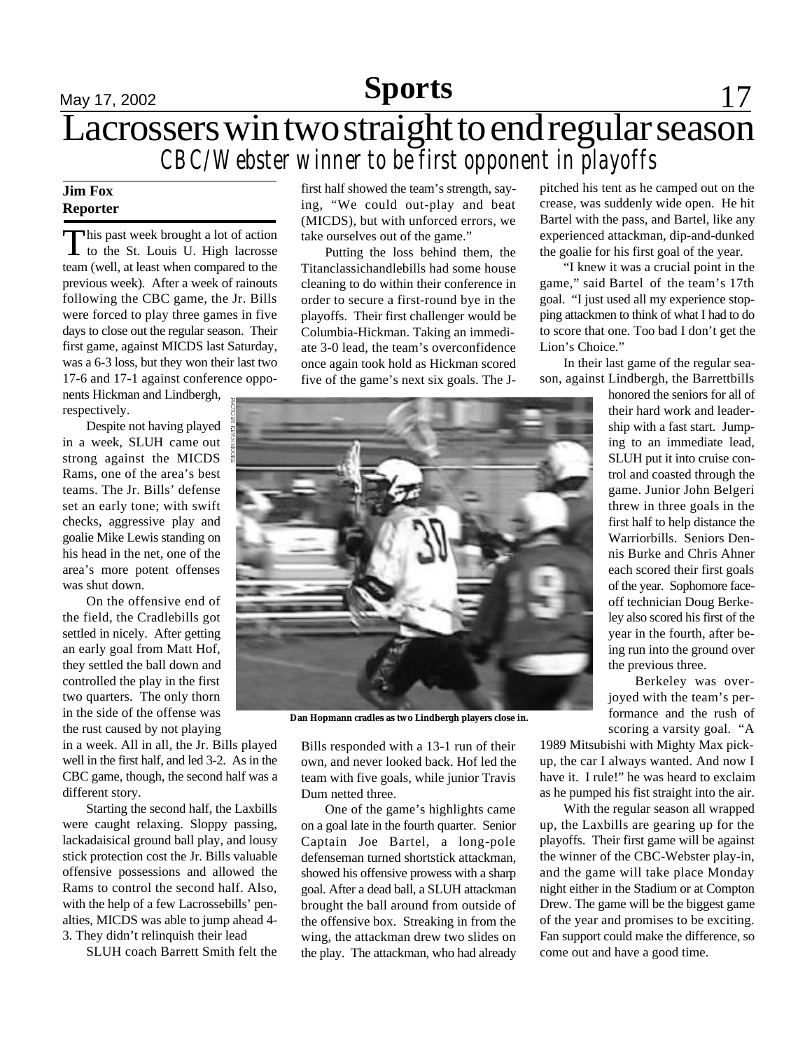# Lacrossers win two straight to end regular season

## CBC/Webster winner to be first opponent in playoffs

**Jim Fox**
**Reporter**

This past week brought a lot of action to the St. Louis U. High lacrosse team (well, at least when compared to the previous week). After a week of rainouts following the CBC game, the Jr. Bills were forced to play three games in five days to close out the regular season. Their first game, against MICDS last Saturday, was a 6-3 loss, but they won their last two 17-6 and 17-1 against conference opponents Hickman and Lindbergh, respectively.

Despite not having played in a week, SLUH came out strong against the MICDS Rams, one of the area's best teams. The Jr. Bills' defense set an early tone; with swift checks, aggressive play and goalie Mike Lewis standing on his head in the net, one of the area's more potent offenses was shut down.

On the offensive end of the field, the Cradlebills got settled in nicely. After getting an early goal from Matt Hof, they settled the ball down and controlled the play in the first two quarters. The only thorn in the side of the offense was the rust caused by not playing in a week. All in all, the Jr. Bills played well in the first half, and led 3-2. As in the CBC game, though, the second half was a different story.

Starting the second half, the Laxbills were caught relaxing. Sloppy passing, lackadaisical ground ball play, and lousy stick protection cost the Jr. Bills valuable offensive possessions and allowed the Rams to control the second half. Also, with the help of a few Lacrossebills' penalties, MICDS was able to jump ahead 4-3. They didn't relinquish their lead

SLUH coach Barrett Smith felt the first half showed the team's strength, saying, "We could out-play and beat (MICDS), but with unforced errors, we take ourselves out of the game."

Putting the loss behind them, the Titanclassichandlebills had some house cleaning to do within their conference in order to secure a first-round bye in the playoffs. Their first challenger would be Columbia-Hickman. Taking an immediate 3-0 lead, the team's overconfidence once again took hold as Hickman scored five of the game's next six goals. The Jr. Bills responded with a 13-1 run of their own, and never looked back. Hof led the team with five goals, while junior Travis Dum netted three.

PHOTO BY KEVIN MOORE

Dan Hopmann cradles as two Lindbergh players close in.

One of the game's highlights came on a goal late in the fourth quarter. Senior Captain Joe Bartel, a long-pole defenseman turned shortstick attackman, showed his offensive prowess with a sharp goal. After a dead ball, a SLUH attackman brought the ball around from outside of the offensive box. Streaking in from the wing, the attackman drew two slides on the play. The attackman, who had already pitched his tent as he camped out on the crease, was suddenly wide open. He hit Bartel with the pass, and Bartel, like any experienced attackman, dip-and-dunked the goalie for his first goal of the year.

"I knew it was a crucial point in the game," said Bartel of the team's 17th goal. "I just used all my experience stopping attackmen to think of what I had to do to score that one. Too bad I don't get the Lion's Choice."

In their last game of the regular season, against Lindbergh, the Barrettbills honored the seniors for all of their hard work and leadership with a fast start. Jumping to an immediate lead, SLUH put it into cruise control and coasted through the game. Junior John Belgeri threw in three goals in the first half to help distance the Warriorbills. Seniors Dennis Burke and Chris Ahner each scored their first goals of the year. Sophomore faceoff technician Doug Berkeley also scored his first of the year in the fourth, after being run into the ground over the previous three.

Berkeley was overjoyed with the team's performance and the rush of scoring a varsity goal. "A 1989 Mitsubishi with Mighty Max pickup, the car I always wanted. And now I have it. I rule!" he was heard to exclaim as he pumped his fist straight into the air.

With the regular season all wrapped up, the Laxbills are gearing up for the playoffs. Their first game will be against the winner of the CBC-Webster play-in, and the game will take place Monday night either in the Stadium or at Compton Drew. The game will be the biggest game of the year and promises to be exciting. Fan support could make the difference, so come out and have a good time.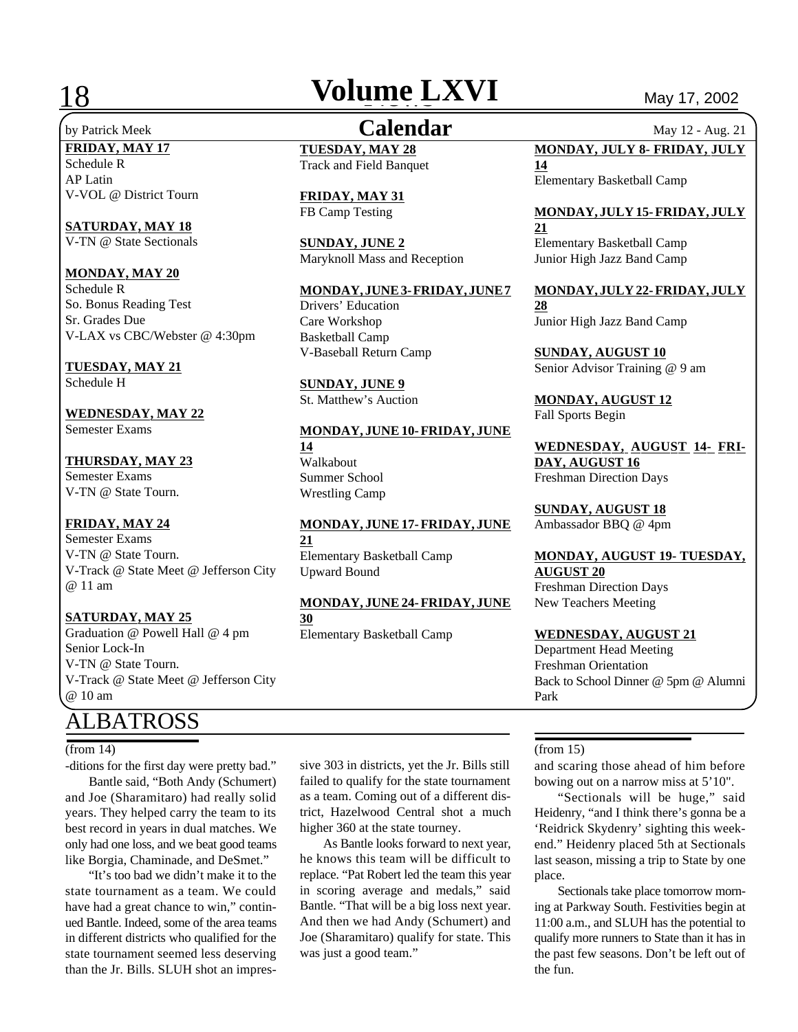## Calendar

by Patrick Meek

May 12 - Aug. 21

**FRIDAY, MAY 17**
Schedule R
AP Latin
V-VOL @ District Tourn

**SATURDAY, MAY 18**
V-TN @ State Sectionals

**MONDAY, MAY 20**
Schedule R
So. Bonus Reading Test
Sr. Grades Due
V-LAX vs CBC/Webster @ 4:30pm

**TUESDAY, MAY 21**
Schedule H

**WEDNESDAY, MAY 22**
Semester Exams

**THURSDAY, MAY 23**
Semester Exams
V-TN @ State Tourn.

**FRIDAY, MAY 24**
Semester Exams
V-TN @ State Tourn.
V-Track @ State Meet @ Jefferson City @ 11 am

**SATURDAY, MAY 25**
Graduation @ Powell Hall @ 4 pm
Senior Lock-In
V-TN @ State Tourn.
V-Track @ State Meet @ Jefferson City @ 10 am

**TUESDAY, MAY 28**
Track and Field Banquet

**FRIDAY, MAY 31**
FB Camp Testing

**SUNDAY, JUNE 2**
Maryknoll Mass and Reception

**MONDAY, JUNE 3- FRIDAY, JUNE 7**
Drivers' Education
Care Workshop
Basketball Camp
V-Baseball Return Camp

**SUNDAY, JUNE 9**
St. Matthew's Auction

**MONDAY, JUNE 10- FRIDAY, JUNE 14**
Walkabout
Summer School
Wrestling Camp

**MONDAY, JUNE 17- FRIDAY, JUNE 21**
Elementary Basketball Camp
Upward Bound

**MONDAY, JUNE 24- FRIDAY, JUNE 30**
Elementary Basketball Camp

**MONDAY, JULY 8- FRIDAY, JULY 14**
Elementary Basketball Camp

**MONDAY, JULY 15- FRIDAY, JULY 21**
Elementary Basketball Camp
Junior High Jazz Band Camp

**MONDAY, JULY 22- FRIDAY, JULY 28**
Junior High Jazz Band Camp

**SUNDAY, AUGUST 10**
Senior Advisor Training @ 9 am

**MONDAY, AUGUST 12**
Fall Sports Begin

**WEDNESDAY, AUGUST 14- FRIDAY, AUGUST 16**
Freshman Direction Days

**SUNDAY, AUGUST 18**
Ambassador BBQ @ 4pm

**MONDAY, AUGUST 19- TUESDAY, AUGUST 20**
Freshman Direction Days
New Teachers Meeting

**WEDNESDAY, AUGUST 21**
Department Head Meeting
Freshman Orientation
Back to School Dinner @ 5pm @ Alumni Park

## ALBATROSS

(from 14)

-ditions for the first day were pretty bad."

Bantle said, "Both Andy (Schumert) and Joe (Sharamitaro) had really solid years. They helped carry the team to its best record in years in dual matches. We only had one loss, and we beat good teams like Borgia, Chaminade, and DeSmet."

"It's too bad we didn't make it to the state tournament as a team. We could have had a great chance to win," continued Bantle. Indeed, some of the area teams in different districts who qualified for the state tournament seemed less deserving than the Jr. Bills. SLUH shot an impressive 303 in districts, yet the Jr. Bills still failed to qualify for the state tournament as a team. Coming out of a different district, Hazelwood Central shot a much higher 360 at the state tourney.

As Bantle looks forward to next year, he knows this team will be difficult to replace. "Pat Robert led the team this year in scoring average and medals," said Bantle. "That will be a big loss next year. And then we had Andy (Schumert) and Joe (Sharamitaro) qualify for state. This was just a good team."

(from 15)

and scaring those ahead of him before bowing out on a narrow miss at 5'10".

"Sectionals will be huge," said Heidenry, "and I think there's gonna be a 'Reidrick Skydenry' sighting this weekend." Heidenry placed 5th at Sectionals last season, missing a trip to State by one place.

Sectionals take place tomorrow morning at Parkway South. Festivities begin at 11:00 a.m., and SLUH has the potential to qualify more runners to State than it has in the past few seasons. Don't be left out of the fun.